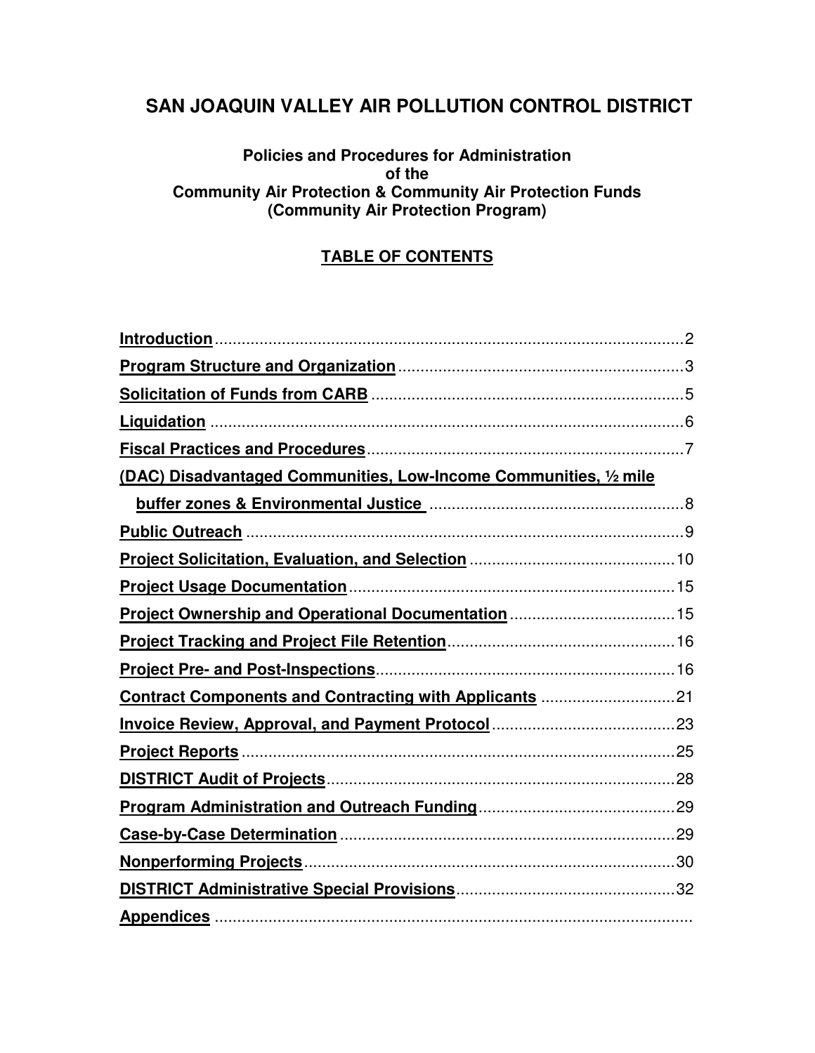# SAN JOAQUIN VALLEY AIR POLLUTION CONTROL DISTRICT

**Policies and Procedures for Administration of the Community Air Protection & Community Air Protection Funds (Community Air Protection Program)**

## TABLE OF CONTENTS

| | |
|---|---|
| **Introduction** | 2 |
| **Program Structure and Organization** | 3 |
| **Solicitation of Funds from CARB** | 5 |
| **Liquidation** | 6 |
| **Fiscal Practices and Procedures** | 7 |
| **(DAC) Disadvantaged Communities, Low-Income Communities, ½ mile buffer zones & Environmental Justice** | 8 |
| **Public Outreach** | 9 |
| **Project Solicitation, Evaluation, and Selection** | 10 |
| **Project Usage Documentation** | 15 |
| **Project Ownership and Operational Documentation** | 15 |
| **Project Tracking and Project File Retention** | 16 |
| **Project Pre- and Post-Inspections** | 16 |
| **Contract Components and Contracting with Applicants** | 21 |
| **Invoice Review, Approval, and Payment Protocol** | 23 |
| **Project Reports** | 25 |
| **DISTRICT Audit of Projects** | 28 |
| **Program Administration and Outreach Funding** | 29 |
| **Case-by-Case Determination** | 29 |
| **Nonperforming Projects** | 30 |
| **DISTRICT Administrative Special Provisions** | 32 |
| **Appendices** | |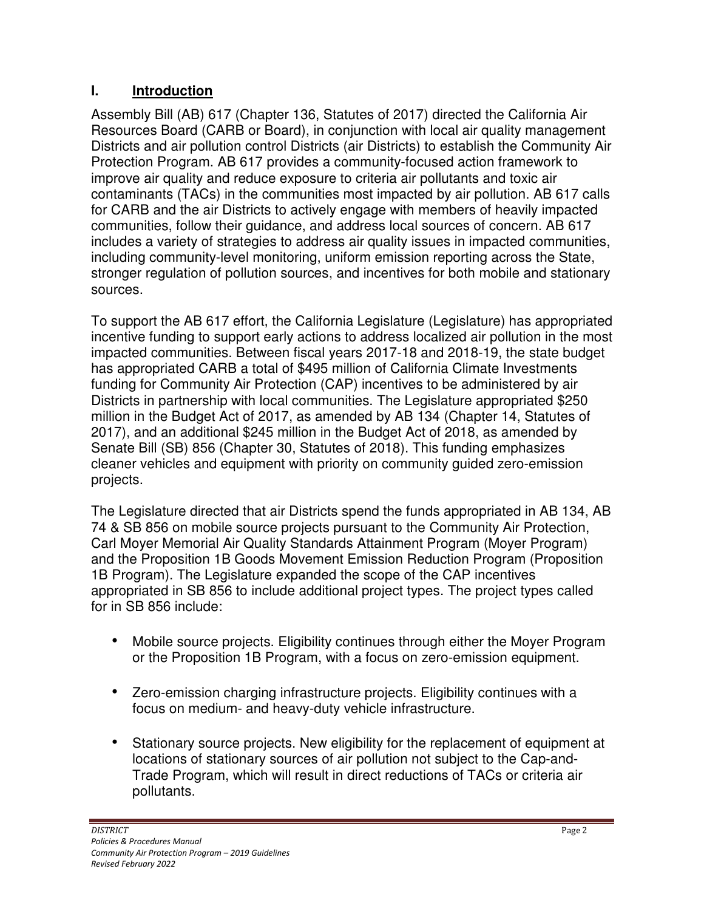## I. Introduction

Assembly Bill (AB) 617 (Chapter 136, Statutes of 2017) directed the California Air Resources Board (CARB or Board), in conjunction with local air quality management Districts and air pollution control Districts (air Districts) to establish the Community Air Protection Program. AB 617 provides a community-focused action framework to improve air quality and reduce exposure to criteria air pollutants and toxic air contaminants (TACs) in the communities most impacted by air pollution. AB 617 calls for CARB and the air Districts to actively engage with members of heavily impacted communities, follow their guidance, and address local sources of concern. AB 617 includes a variety of strategies to address air quality issues in impacted communities, including community-level monitoring, uniform emission reporting across the State, stronger regulation of pollution sources, and incentives for both mobile and stationary sources.

To support the AB 617 effort, the California Legislature (Legislature) has appropriated incentive funding to support early actions to address localized air pollution in the most impacted communities. Between fiscal years 2017-18 and 2018-19, the state budget has appropriated CARB a total of $495 million of California Climate Investments funding for Community Air Protection (CAP) incentives to be administered by air Districts in partnership with local communities. The Legislature appropriated $250 million in the Budget Act of 2017, as amended by AB 134 (Chapter 14, Statutes of 2017), and an additional $245 million in the Budget Act of 2018, as amended by Senate Bill (SB) 856 (Chapter 30, Statutes of 2018). This funding emphasizes cleaner vehicles and equipment with priority on community guided zero-emission projects.

The Legislature directed that air Districts spend the funds appropriated in AB 134, AB 74 & SB 856 on mobile source projects pursuant to the Community Air Protection, Carl Moyer Memorial Air Quality Standards Attainment Program (Moyer Program) and the Proposition 1B Goods Movement Emission Reduction Program (Proposition 1B Program). The Legislature expanded the scope of the CAP incentives appropriated in SB 856 to include additional project types. The project types called for in SB 856 include:

- Mobile source projects. Eligibility continues through either the Moyer Program or the Proposition 1B Program, with a focus on zero-emission equipment.
- Zero-emission charging infrastructure projects. Eligibility continues with a focus on medium- and heavy-duty vehicle infrastructure.
- Stationary source projects. New eligibility for the replacement of equipment at locations of stationary sources of air pollution not subject to the Cap-and-Trade Program, which will result in direct reductions of TACs or criteria air pollutants.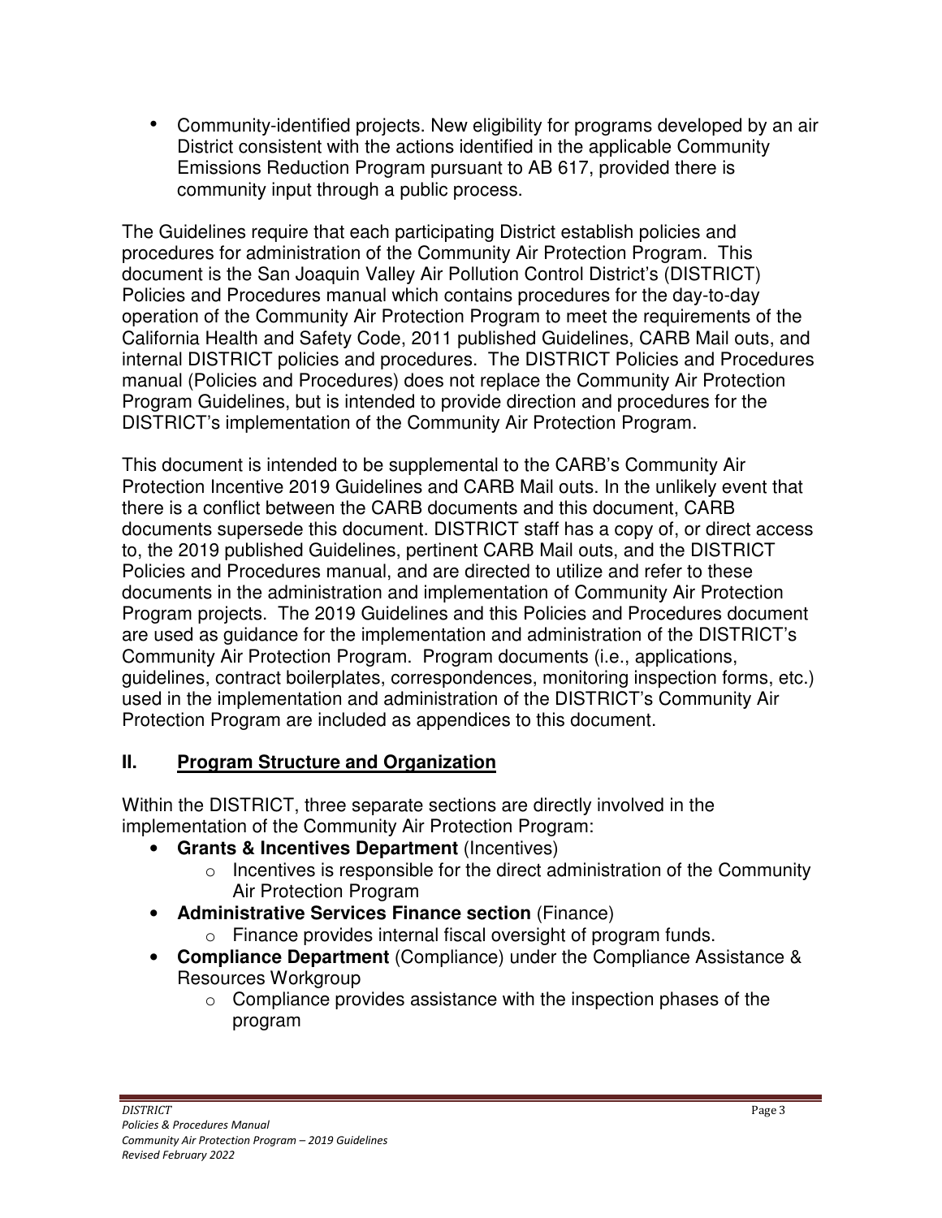- Community-identified projects. New eligibility for programs developed by an air District consistent with the actions identified in the applicable Community Emissions Reduction Program pursuant to AB 617, provided there is community input through a public process.

The Guidelines require that each participating District establish policies and procedures for administration of the Community Air Protection Program. This document is the San Joaquin Valley Air Pollution Control District's (DISTRICT) Policies and Procedures manual which contains procedures for the day-to-day operation of the Community Air Protection Program to meet the requirements of the California Health and Safety Code, 2011 published Guidelines, CARB Mail outs, and internal DISTRICT policies and procedures. The DISTRICT Policies and Procedures manual (Policies and Procedures) does not replace the Community Air Protection Program Guidelines, but is intended to provide direction and procedures for the DISTRICT's implementation of the Community Air Protection Program.

This document is intended to be supplemental to the CARB's Community Air Protection Incentive 2019 Guidelines and CARB Mail outs. In the unlikely event that there is a conflict between the CARB documents and this document, CARB documents supersede this document. DISTRICT staff has a copy of, or direct access to, the 2019 published Guidelines, pertinent CARB Mail outs, and the DISTRICT Policies and Procedures manual, and are directed to utilize and refer to these documents in the administration and implementation of Community Air Protection Program projects. The 2019 Guidelines and this Policies and Procedures document are used as guidance for the implementation and administration of the DISTRICT's Community Air Protection Program. Program documents (i.e., applications, guidelines, contract boilerplates, correspondences, monitoring inspection forms, etc.) used in the implementation and administration of the DISTRICT's Community Air Protection Program are included as appendices to this document.

## II. Program Structure and Organization

Within the DISTRICT, three separate sections are directly involved in the implementation of the Community Air Protection Program:

- **Grants & Incentives Department** (Incentives)
  - Incentives is responsible for the direct administration of the Community Air Protection Program
- **Administrative Services Finance section** (Finance)
  - Finance provides internal fiscal oversight of program funds.
- **Compliance Department** (Compliance) under the Compliance Assistance & Resources Workgroup
  - Compliance provides assistance with the inspection phases of the program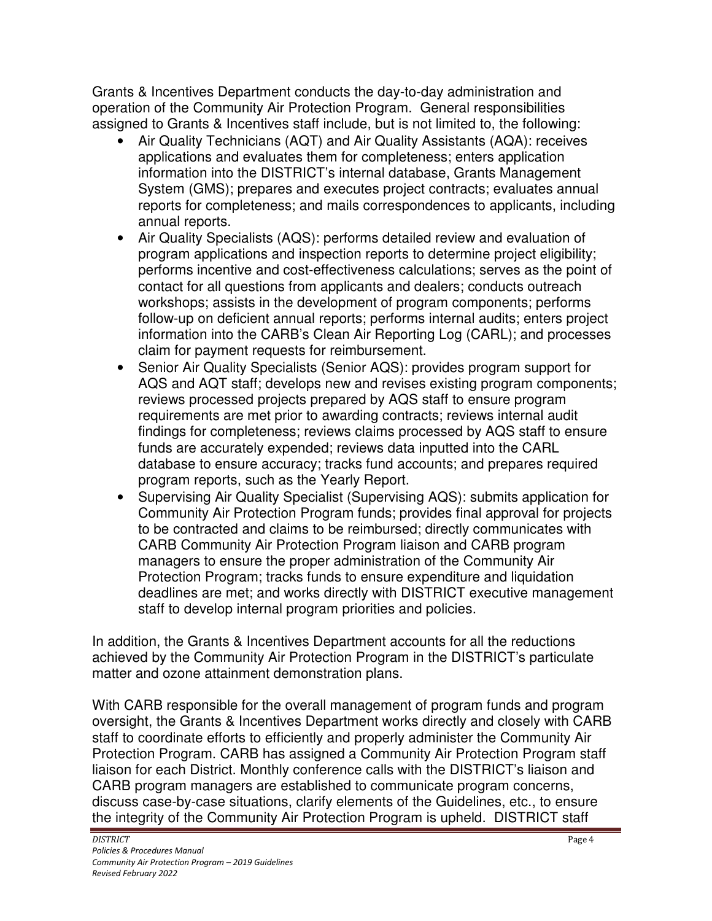Grants & Incentives Department conducts the day-to-day administration and operation of the Community Air Protection Program. General responsibilities assigned to Grants & Incentives staff include, but is not limited to, the following:

- Air Quality Technicians (AQT) and Air Quality Assistants (AQA): receives applications and evaluates them for completeness; enters application information into the DISTRICT's internal database, Grants Management System (GMS); prepares and executes project contracts; evaluates annual reports for completeness; and mails correspondences to applicants, including annual reports.
- Air Quality Specialists (AQS): performs detailed review and evaluation of program applications and inspection reports to determine project eligibility; performs incentive and cost-effectiveness calculations; serves as the point of contact for all questions from applicants and dealers; conducts outreach workshops; assists in the development of program components; performs follow-up on deficient annual reports; performs internal audits; enters project information into the CARB's Clean Air Reporting Log (CARL); and processes claim for payment requests for reimbursement.
- Senior Air Quality Specialists (Senior AQS): provides program support for AQS and AQT staff; develops new and revises existing program components; reviews processed projects prepared by AQS staff to ensure program requirements are met prior to awarding contracts; reviews internal audit findings for completeness; reviews claims processed by AQS staff to ensure funds are accurately expended; reviews data inputted into the CARL database to ensure accuracy; tracks fund accounts; and prepares required program reports, such as the Yearly Report.
- Supervising Air Quality Specialist (Supervising AQS): submits application for Community Air Protection Program funds; provides final approval for projects to be contracted and claims to be reimbursed; directly communicates with CARB Community Air Protection Program liaison and CARB program managers to ensure the proper administration of the Community Air Protection Program; tracks funds to ensure expenditure and liquidation deadlines are met; and works directly with DISTRICT executive management staff to develop internal program priorities and policies.

In addition, the Grants & Incentives Department accounts for all the reductions achieved by the Community Air Protection Program in the DISTRICT's particulate matter and ozone attainment demonstration plans.

With CARB responsible for the overall management of program funds and program oversight, the Grants & Incentives Department works directly and closely with CARB staff to coordinate efforts to efficiently and properly administer the Community Air Protection Program. CARB has assigned a Community Air Protection Program staff liaison for each District. Monthly conference calls with the DISTRICT's liaison and CARB program managers are established to communicate program concerns, discuss case-by-case situations, clarify elements of the Guidelines, etc., to ensure the integrity of the Community Air Protection Program is upheld. DISTRICT staff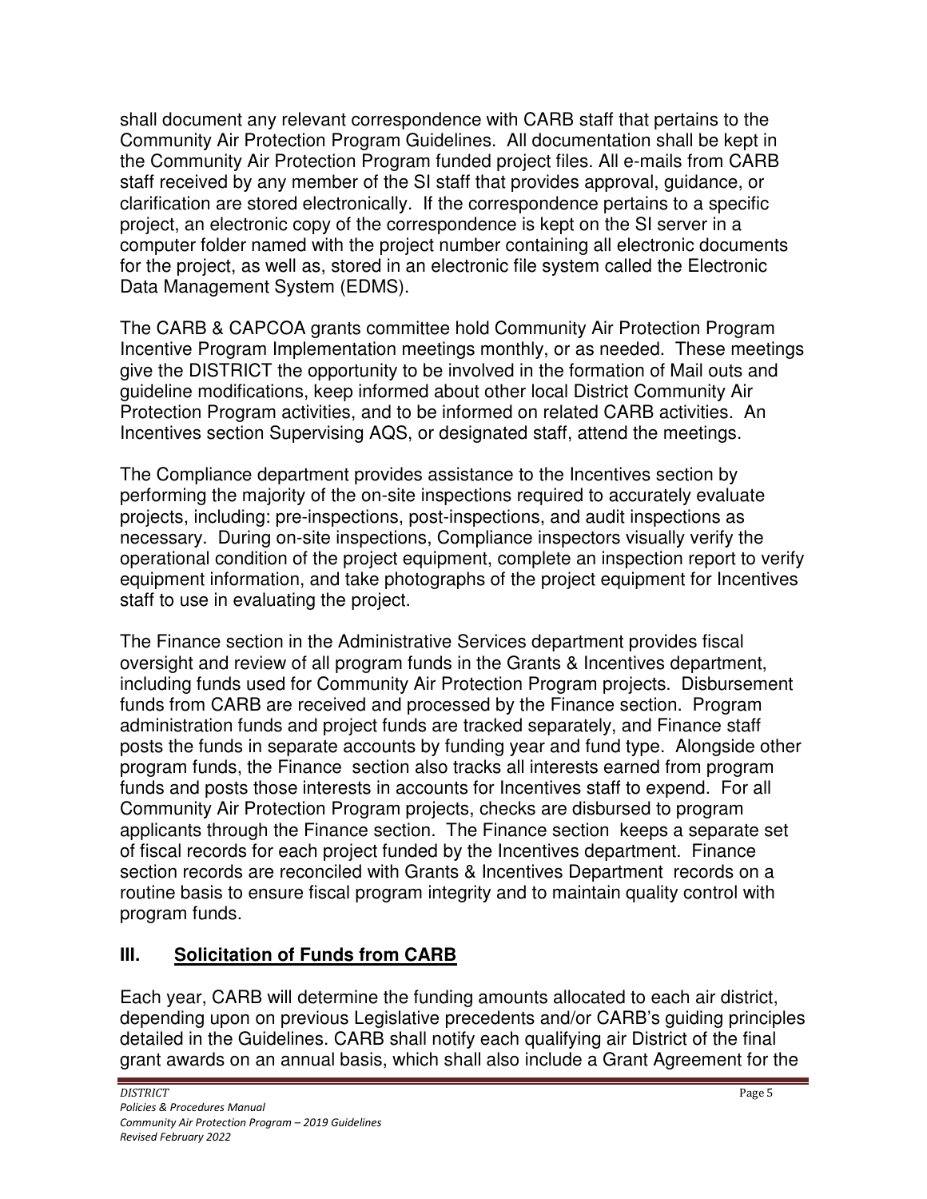shall document any relevant correspondence with CARB staff that pertains to the Community Air Protection Program Guidelines. All documentation shall be kept in the Community Air Protection Program funded project files. All e-mails from CARB staff received by any member of the SI staff that provides approval, guidance, or clarification are stored electronically. If the correspondence pertains to a specific project, an electronic copy of the correspondence is kept on the SI server in a computer folder named with the project number containing all electronic documents for the project, as well as, stored in an electronic file system called the Electronic Data Management System (EDMS).

The CARB & CAPCOA grants committee hold Community Air Protection Program Incentive Program Implementation meetings monthly, or as needed. These meetings give the DISTRICT the opportunity to be involved in the formation of Mail outs and guideline modifications, keep informed about other local District Community Air Protection Program activities, and to be informed on related CARB activities. An Incentives section Supervising AQS, or designated staff, attend the meetings.

The Compliance department provides assistance to the Incentives section by performing the majority of the on-site inspections required to accurately evaluate projects, including: pre-inspections, post-inspections, and audit inspections as necessary. During on-site inspections, Compliance inspectors visually verify the operational condition of the project equipment, complete an inspection report to verify equipment information, and take photographs of the project equipment for Incentives staff to use in evaluating the project.

The Finance section in the Administrative Services department provides fiscal oversight and review of all program funds in the Grants & Incentives department, including funds used for Community Air Protection Program projects. Disbursement funds from CARB are received and processed by the Finance section. Program administration funds and project funds are tracked separately, and Finance staff posts the funds in separate accounts by funding year and fund type. Alongside other program funds, the Finance section also tracks all interests earned from program funds and posts those interests in accounts for Incentives staff to expend. For all Community Air Protection Program projects, checks are disbursed to program applicants through the Finance section. The Finance section keeps a separate set of fiscal records for each project funded by the Incentives department. Finance section records are reconciled with Grants & Incentives Department records on a routine basis to ensure fiscal program integrity and to maintain quality control with program funds.

## III. Solicitation of Funds from CARB

Each year, CARB will determine the funding amounts allocated to each air district, depending upon on previous Legislative precedents and/or CARB's guiding principles detailed in the Guidelines. CARB shall notify each qualifying air District of the final grant awards on an annual basis, which shall also include a Grant Agreement for the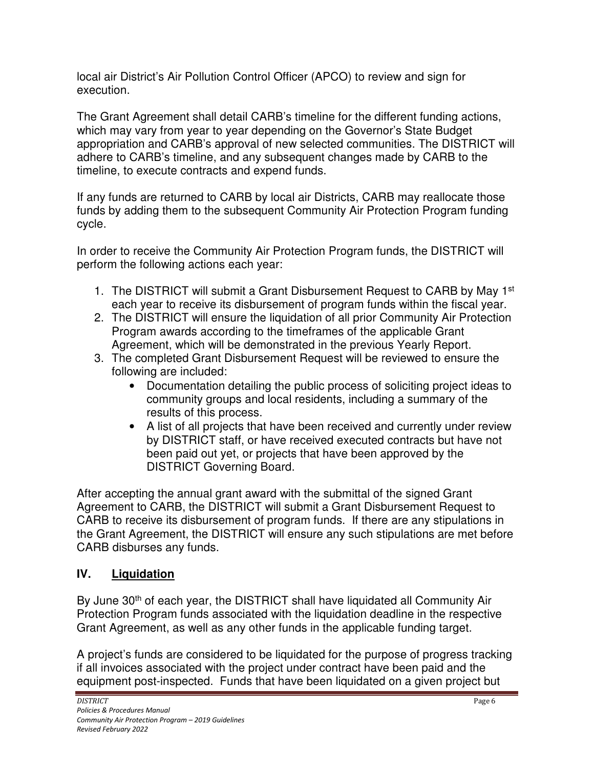local air District's Air Pollution Control Officer (APCO) to review and sign for execution.

The Grant Agreement shall detail CARB's timeline for the different funding actions, which may vary from year to year depending on the Governor's State Budget appropriation and CARB's approval of new selected communities. The DISTRICT will adhere to CARB's timeline, and any subsequent changes made by CARB to the timeline, to execute contracts and expend funds.

If any funds are returned to CARB by local air Districts, CARB may reallocate those funds by adding them to the subsequent Community Air Protection Program funding cycle.

In order to receive the Community Air Protection Program funds, the DISTRICT will perform the following actions each year:

1. The DISTRICT will submit a Grant Disbursement Request to CARB by May 1st each year to receive its disbursement of program funds within the fiscal year.
2. The DISTRICT will ensure the liquidation of all prior Community Air Protection Program awards according to the timeframes of the applicable Grant Agreement, which will be demonstrated in the previous Yearly Report.
3. The completed Grant Disbursement Request will be reviewed to ensure the following are included:
   - Documentation detailing the public process of soliciting project ideas to community groups and local residents, including a summary of the results of this process.
   - A list of all projects that have been received and currently under review by DISTRICT staff, or have received executed contracts but have not been paid out yet, or projects that have been approved by the DISTRICT Governing Board.

After accepting the annual grant award with the submittal of the signed Grant Agreement to CARB, the DISTRICT will submit a Grant Disbursement Request to CARB to receive its disbursement of program funds. If there are any stipulations in the Grant Agreement, the DISTRICT will ensure any such stipulations are met before CARB disburses any funds.

## IV. Liquidation

By June 30th of each year, the DISTRICT shall have liquidated all Community Air Protection Program funds associated with the liquidation deadline in the respective Grant Agreement, as well as any other funds in the applicable funding target.

A project's funds are considered to be liquidated for the purpose of progress tracking if all invoices associated with the project under contract have been paid and the equipment post-inspected. Funds that have been liquidated on a given project but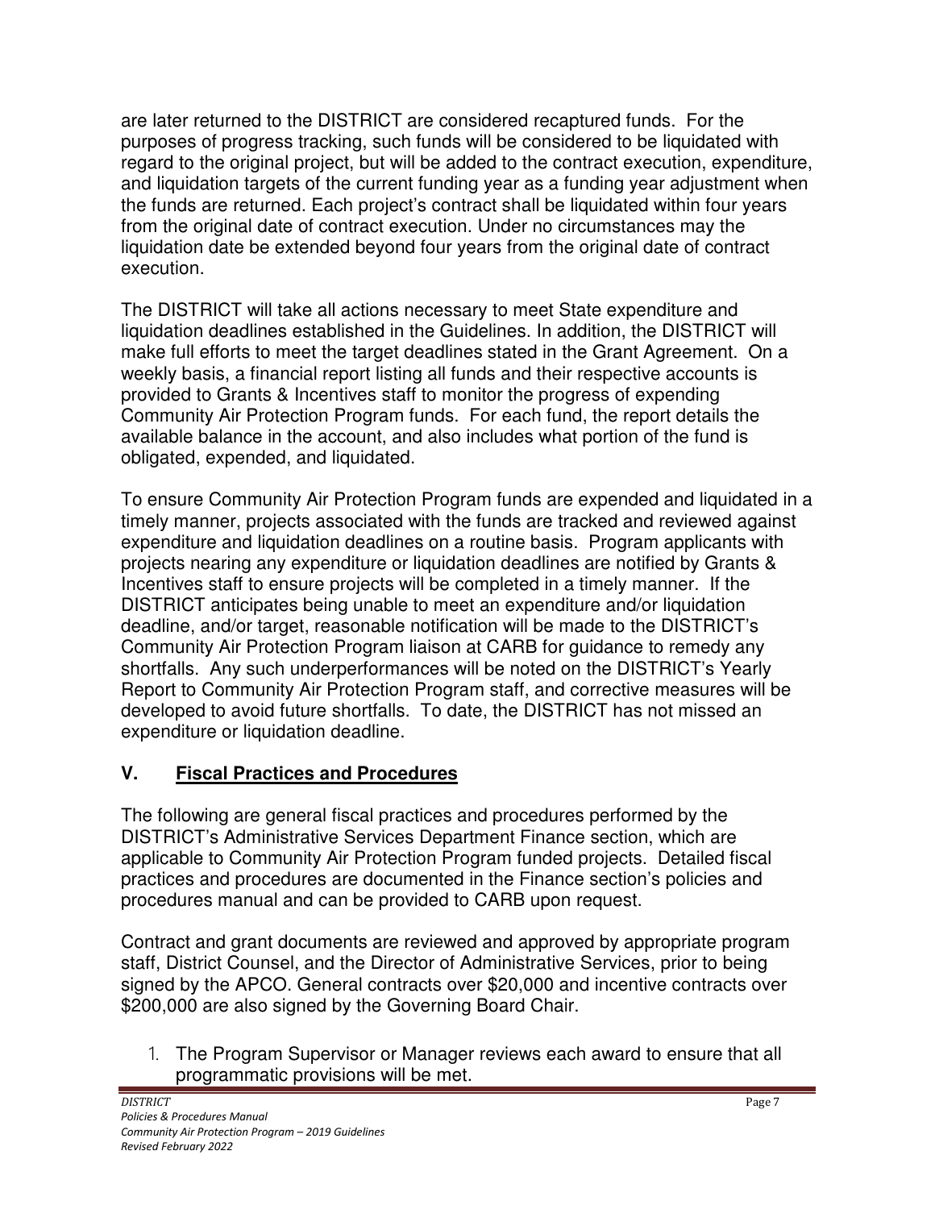are later returned to the DISTRICT are considered recaptured funds. For the purposes of progress tracking, such funds will be considered to be liquidated with regard to the original project, but will be added to the contract execution, expenditure, and liquidation targets of the current funding year as a funding year adjustment when the funds are returned. Each project's contract shall be liquidated within four years from the original date of contract execution. Under no circumstances may the liquidation date be extended beyond four years from the original date of contract execution.

The DISTRICT will take all actions necessary to meet State expenditure and liquidation deadlines established in the Guidelines. In addition, the DISTRICT will make full efforts to meet the target deadlines stated in the Grant Agreement. On a weekly basis, a financial report listing all funds and their respective accounts is provided to Grants & Incentives staff to monitor the progress of expending Community Air Protection Program funds. For each fund, the report details the available balance in the account, and also includes what portion of the fund is obligated, expended, and liquidated.

To ensure Community Air Protection Program funds are expended and liquidated in a timely manner, projects associated with the funds are tracked and reviewed against expenditure and liquidation deadlines on a routine basis. Program applicants with projects nearing any expenditure or liquidation deadlines are notified by Grants & Incentives staff to ensure projects will be completed in a timely manner. If the DISTRICT anticipates being unable to meet an expenditure and/or liquidation deadline, and/or target, reasonable notification will be made to the DISTRICT's Community Air Protection Program liaison at CARB for guidance to remedy any shortfalls. Any such underperformances will be noted on the DISTRICT's Yearly Report to Community Air Protection Program staff, and corrective measures will be developed to avoid future shortfalls. To date, the DISTRICT has not missed an expenditure or liquidation deadline.

## V. Fiscal Practices and Procedures

The following are general fiscal practices and procedures performed by the DISTRICT's Administrative Services Department Finance section, which are applicable to Community Air Protection Program funded projects. Detailed fiscal practices and procedures are documented in the Finance section's policies and procedures manual and can be provided to CARB upon request.

Contract and grant documents are reviewed and approved by appropriate program staff, District Counsel, and the Director of Administrative Services, prior to being signed by the APCO. General contracts over $20,000 and incentive contracts over $200,000 are also signed by the Governing Board Chair.

1. The Program Supervisor or Manager reviews each award to ensure that all programmatic provisions will be met.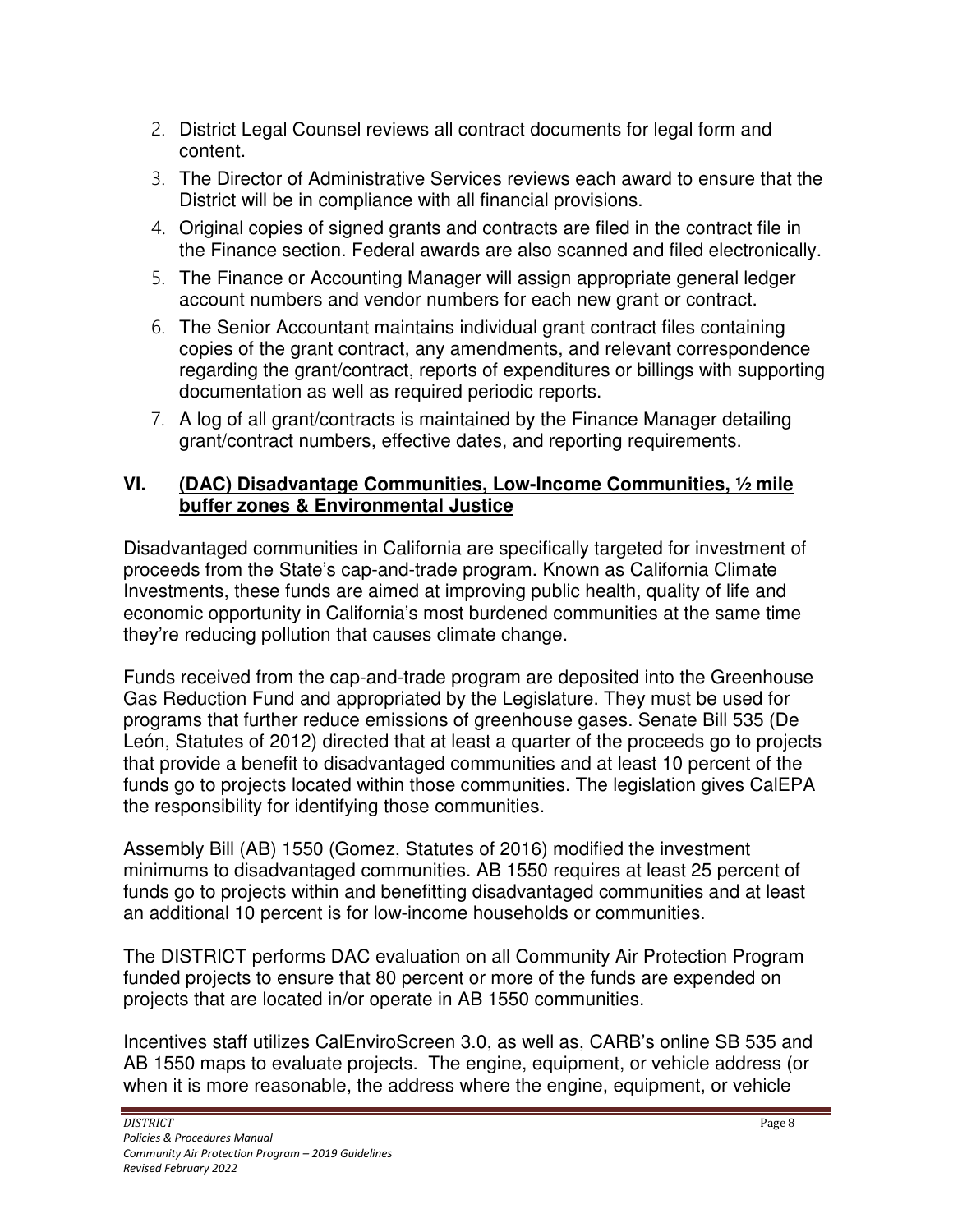2. District Legal Counsel reviews all contract documents for legal form and content.
3. The Director of Administrative Services reviews each award to ensure that the District will be in compliance with all financial provisions.
4. Original copies of signed grants and contracts are filed in the contract file in the Finance section. Federal awards are also scanned and filed electronically.
5. The Finance or Accounting Manager will assign appropriate general ledger account numbers and vendor numbers for each new grant or contract.
6. The Senior Accountant maintains individual grant contract files containing copies of the grant contract, any amendments, and relevant correspondence regarding the grant/contract, reports of expenditures or billings with supporting documentation as well as required periodic reports.
7. A log of all grant/contracts is maintained by the Finance Manager detailing grant/contract numbers, effective dates, and reporting requirements.

## VI. (DAC) Disadvantage Communities, Low-Income Communities, ½ mile buffer zones & Environmental Justice

Disadvantaged communities in California are specifically targeted for investment of proceeds from the State's cap-and-trade program. Known as California Climate Investments, these funds are aimed at improving public health, quality of life and economic opportunity in California's most burdened communities at the same time they're reducing pollution that causes climate change.

Funds received from the cap-and-trade program are deposited into the Greenhouse Gas Reduction Fund and appropriated by the Legislature. They must be used for programs that further reduce emissions of greenhouse gases. Senate Bill 535 (De León, Statutes of 2012) directed that at least a quarter of the proceeds go to projects that provide a benefit to disadvantaged communities and at least 10 percent of the funds go to projects located within those communities. The legislation gives CalEPA the responsibility for identifying those communities.

Assembly Bill (AB) 1550 (Gomez, Statutes of 2016) modified the investment minimums to disadvantaged communities. AB 1550 requires at least 25 percent of funds go to projects within and benefitting disadvantaged communities and at least an additional 10 percent is for low-income households or communities.

The DISTRICT performs DAC evaluation on all Community Air Protection Program funded projects to ensure that 80 percent or more of the funds are expended on projects that are located in/or operate in AB 1550 communities.

Incentives staff utilizes CalEnviroScreen 3.0, as well as, CARB's online SB 535 and AB 1550 maps to evaluate projects. The engine, equipment, or vehicle address (or when it is more reasonable, the address where the engine, equipment, or vehicle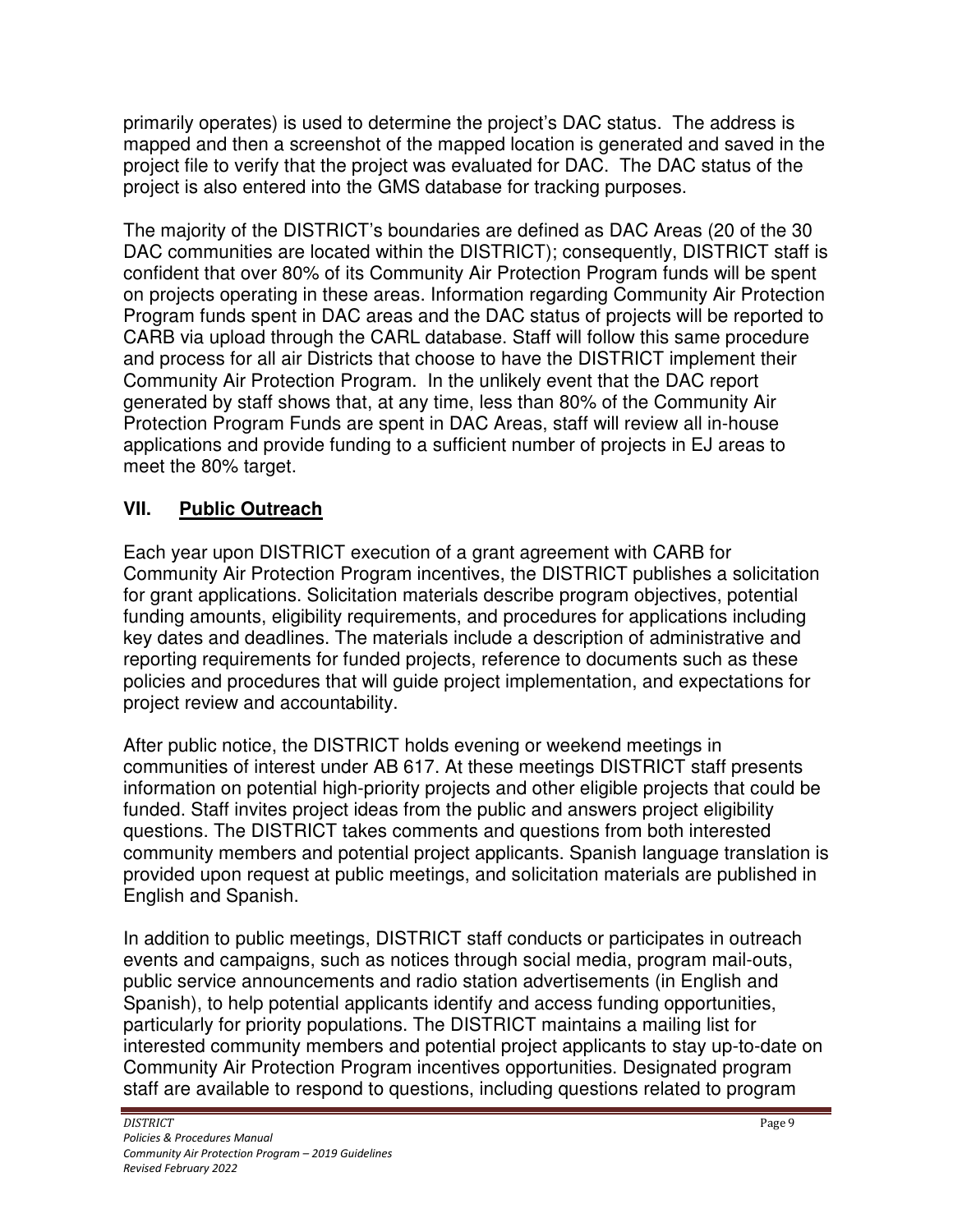primarily operates) is used to determine the project's DAC status. The address is mapped and then a screenshot of the mapped location is generated and saved in the project file to verify that the project was evaluated for DAC. The DAC status of the project is also entered into the GMS database for tracking purposes.

The majority of the DISTRICT's boundaries are defined as DAC Areas (20 of the 30 DAC communities are located within the DISTRICT); consequently, DISTRICT staff is confident that over 80% of its Community Air Protection Program funds will be spent on projects operating in these areas. Information regarding Community Air Protection Program funds spent in DAC areas and the DAC status of projects will be reported to CARB via upload through the CARL database. Staff will follow this same procedure and process for all air Districts that choose to have the DISTRICT implement their Community Air Protection Program. In the unlikely event that the DAC report generated by staff shows that, at any time, less than 80% of the Community Air Protection Program Funds are spent in DAC Areas, staff will review all in-house applications and provide funding to a sufficient number of projects in EJ areas to meet the 80% target.

## VII. Public Outreach

Each year upon DISTRICT execution of a grant agreement with CARB for Community Air Protection Program incentives, the DISTRICT publishes a solicitation for grant applications. Solicitation materials describe program objectives, potential funding amounts, eligibility requirements, and procedures for applications including key dates and deadlines. The materials include a description of administrative and reporting requirements for funded projects, reference to documents such as these policies and procedures that will guide project implementation, and expectations for project review and accountability.

After public notice, the DISTRICT holds evening or weekend meetings in communities of interest under AB 617. At these meetings DISTRICT staff presents information on potential high-priority projects and other eligible projects that could be funded. Staff invites project ideas from the public and answers project eligibility questions. The DISTRICT takes comments and questions from both interested community members and potential project applicants. Spanish language translation is provided upon request at public meetings, and solicitation materials are published in English and Spanish.

In addition to public meetings, DISTRICT staff conducts or participates in outreach events and campaigns, such as notices through social media, program mail-outs, public service announcements and radio station advertisements (in English and Spanish), to help potential applicants identify and access funding opportunities, particularly for priority populations. The DISTRICT maintains a mailing list for interested community members and potential project applicants to stay up-to-date on Community Air Protection Program incentives opportunities. Designated program staff are available to respond to questions, including questions related to program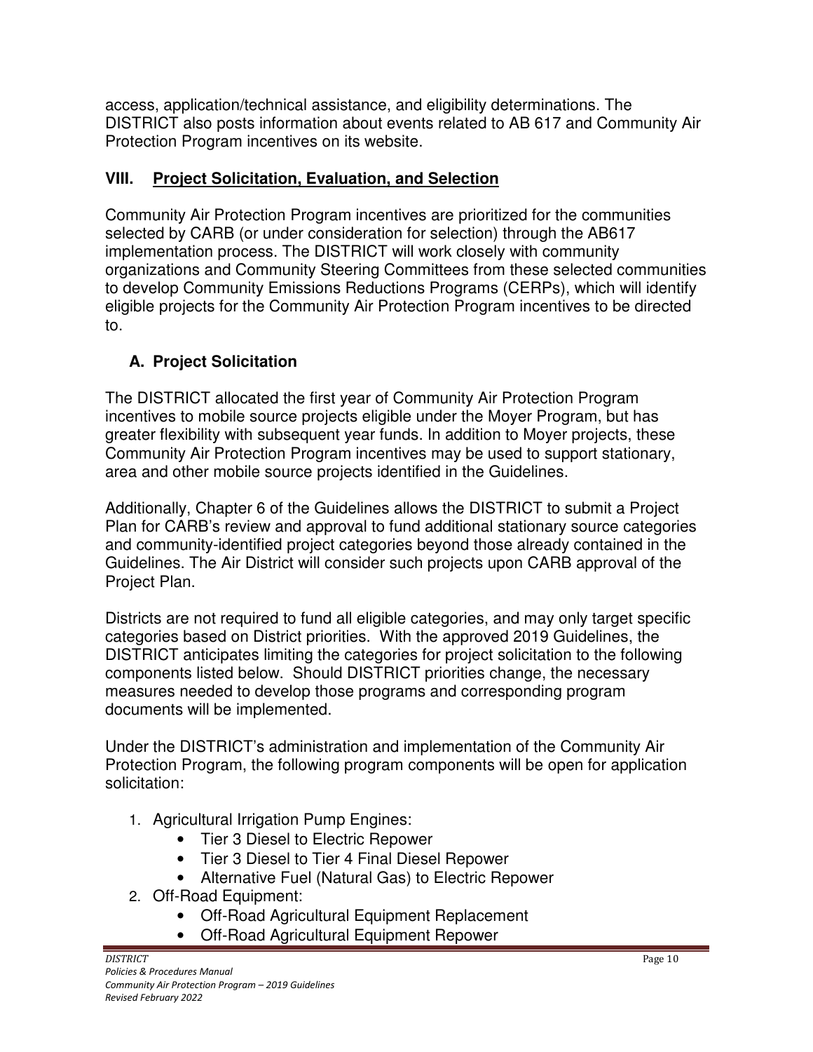access, application/technical assistance, and eligibility determinations. The DISTRICT also posts information about events related to AB 617 and Community Air Protection Program incentives on its website.

## VIII. Project Solicitation, Evaluation, and Selection

Community Air Protection Program incentives are prioritized for the communities selected by CARB (or under consideration for selection) through the AB617 implementation process. The DISTRICT will work closely with community organizations and Community Steering Committees from these selected communities to develop Community Emissions Reductions Programs (CERPs), which will identify eligible projects for the Community Air Protection Program incentives to be directed to.

### A. Project Solicitation

The DISTRICT allocated the first year of Community Air Protection Program incentives to mobile source projects eligible under the Moyer Program, but has greater flexibility with subsequent year funds. In addition to Moyer projects, these Community Air Protection Program incentives may be used to support stationary, area and other mobile source projects identified in the Guidelines.

Additionally, Chapter 6 of the Guidelines allows the DISTRICT to submit a Project Plan for CARB's review and approval to fund additional stationary source categories and community-identified project categories beyond those already contained in the Guidelines. The Air District will consider such projects upon CARB approval of the Project Plan.

Districts are not required to fund all eligible categories, and may only target specific categories based on District priorities. With the approved 2019 Guidelines, the DISTRICT anticipates limiting the categories for project solicitation to the following components listed below. Should DISTRICT priorities change, the necessary measures needed to develop those programs and corresponding program documents will be implemented.

Under the DISTRICT's administration and implementation of the Community Air Protection Program, the following program components will be open for application solicitation:

1. Agricultural Irrigation Pump Engines:
   - Tier 3 Diesel to Electric Repower
   - Tier 3 Diesel to Tier 4 Final Diesel Repower
   - Alternative Fuel (Natural Gas) to Electric Repower
2. Off-Road Equipment:
   - Off-Road Agricultural Equipment Replacement
   - Off-Road Agricultural Equipment Repower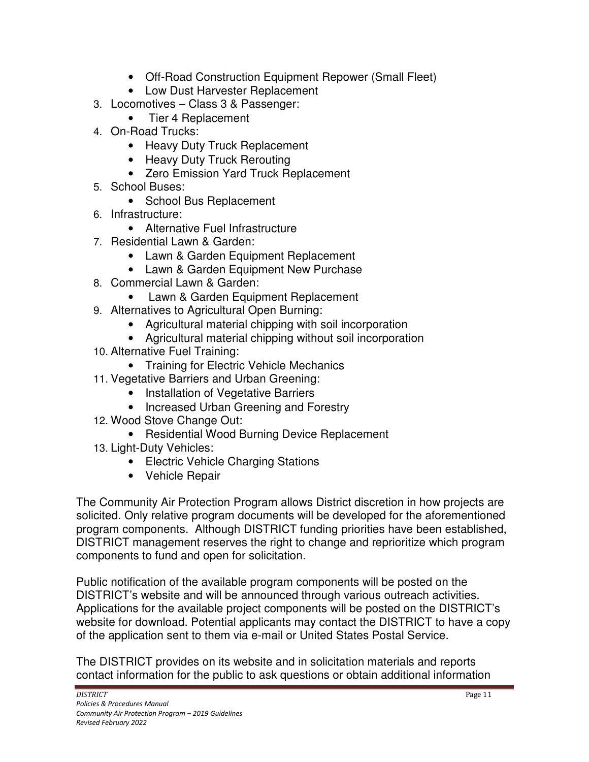- Off-Road Construction Equipment Repower (Small Fleet)
- Low Dust Harvester Replacement

3. Locomotives – Class 3 & Passenger:
   - Tier 4 Replacement
4. On-Road Trucks:
   - Heavy Duty Truck Replacement
   - Heavy Duty Truck Rerouting
   - Zero Emission Yard Truck Replacement
5. School Buses:
   - School Bus Replacement
6. Infrastructure:
   - Alternative Fuel Infrastructure
7. Residential Lawn & Garden:
   - Lawn & Garden Equipment Replacement
   - Lawn & Garden Equipment New Purchase
8. Commercial Lawn & Garden:
   - Lawn & Garden Equipment Replacement
9. Alternatives to Agricultural Open Burning:
   - Agricultural material chipping with soil incorporation
   - Agricultural material chipping without soil incorporation
10. Alternative Fuel Training:
    - Training for Electric Vehicle Mechanics
11. Vegetative Barriers and Urban Greening:
    - Installation of Vegetative Barriers
    - Increased Urban Greening and Forestry
12. Wood Stove Change Out:
    - Residential Wood Burning Device Replacement
13. Light-Duty Vehicles:
    - Electric Vehicle Charging Stations
    - Vehicle Repair

The Community Air Protection Program allows District discretion in how projects are solicited. Only relative program documents will be developed for the aforementioned program components. Although DISTRICT funding priorities have been established, DISTRICT management reserves the right to change and reprioritize which program components to fund and open for solicitation.

Public notification of the available program components will be posted on the DISTRICT's website and will be announced through various outreach activities. Applications for the available project components will be posted on the DISTRICT's website for download. Potential applicants may contact the DISTRICT to have a copy of the application sent to them via e-mail or United States Postal Service.

The DISTRICT provides on its website and in solicitation materials and reports contact information for the public to ask questions or obtain additional information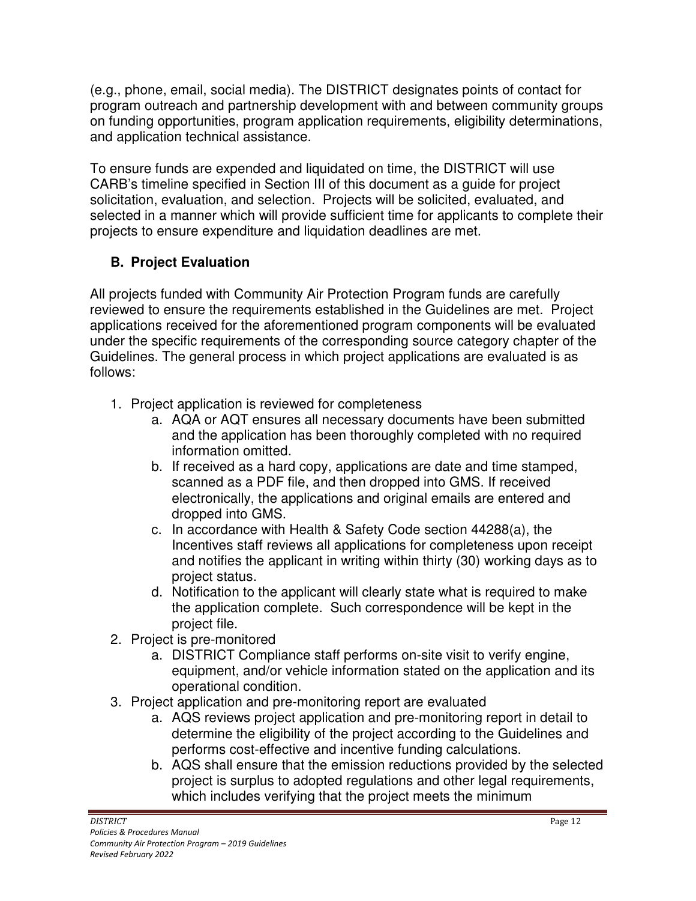(e.g., phone, email, social media). The DISTRICT designates points of contact for program outreach and partnership development with and between community groups on funding opportunities, program application requirements, eligibility determinations, and application technical assistance.

To ensure funds are expended and liquidated on time, the DISTRICT will use CARB's timeline specified in Section III of this document as a guide for project solicitation, evaluation, and selection. Projects will be solicited, evaluated, and selected in a manner which will provide sufficient time for applicants to complete their projects to ensure expenditure and liquidation deadlines are met.

### B. Project Evaluation

All projects funded with Community Air Protection Program funds are carefully reviewed to ensure the requirements established in the Guidelines are met. Project applications received for the aforementioned program components will be evaluated under the specific requirements of the corresponding source category chapter of the Guidelines. The general process in which project applications are evaluated is as follows:

1. Project application is reviewed for completeness
   a. AQA or AQT ensures all necessary documents have been submitted and the application has been thoroughly completed with no required information omitted.
   b. If received as a hard copy, applications are date and time stamped, scanned as a PDF file, and then dropped into GMS. If received electronically, the applications and original emails are entered and dropped into GMS.
   c. In accordance with Health & Safety Code section 44288(a), the Incentives staff reviews all applications for completeness upon receipt and notifies the applicant in writing within thirty (30) working days as to project status.
   d. Notification to the applicant will clearly state what is required to make the application complete. Such correspondence will be kept in the project file.
2. Project is pre-monitored
   a. DISTRICT Compliance staff performs on-site visit to verify engine, equipment, and/or vehicle information stated on the application and its operational condition.
3. Project application and pre-monitoring report are evaluated
   a. AQS reviews project application and pre-monitoring report in detail to determine the eligibility of the project according to the Guidelines and performs cost-effective and incentive funding calculations.
   b. AQS shall ensure that the emission reductions provided by the selected project is surplus to adopted regulations and other legal requirements, which includes verifying that the project meets the minimum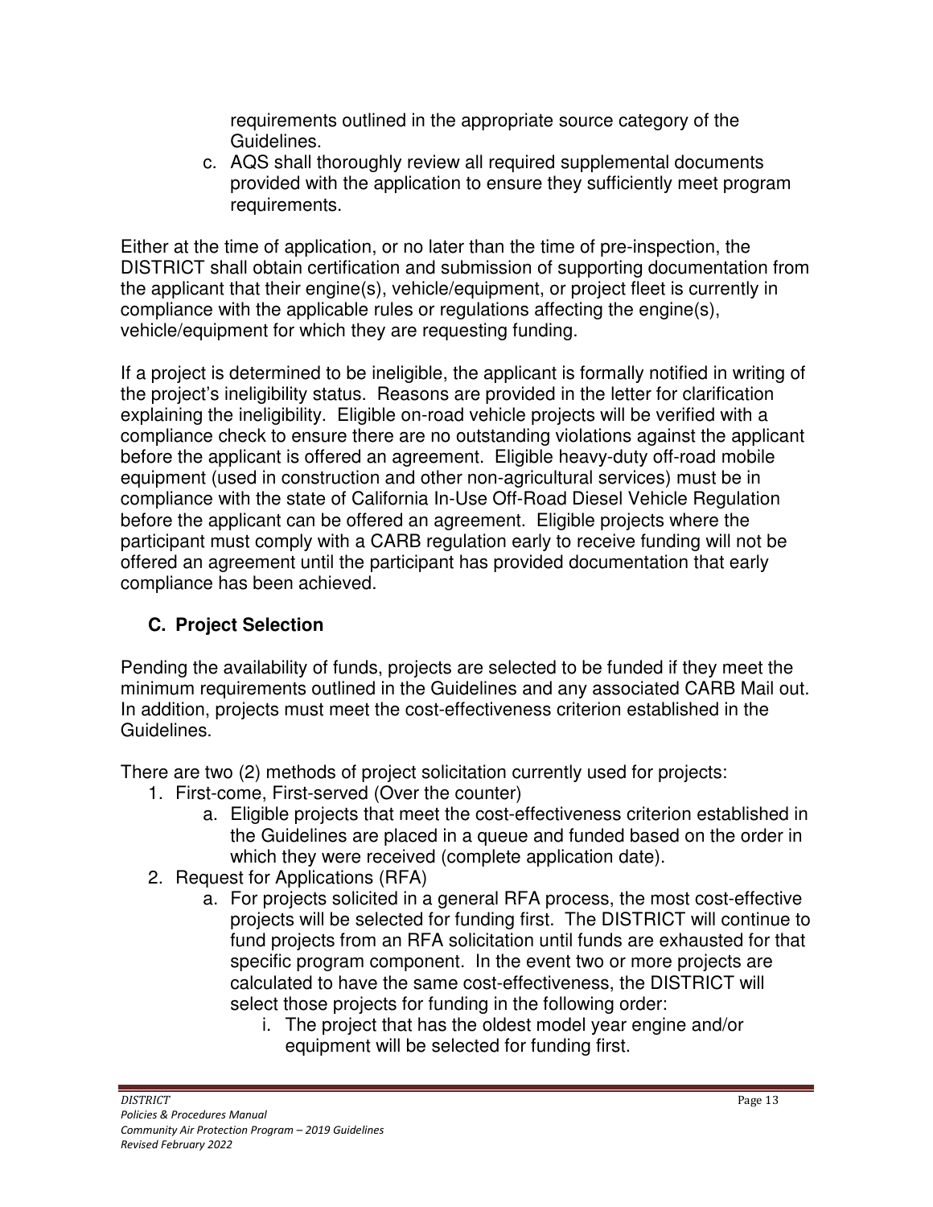requirements outlined in the appropriate source category of the Guidelines.

c. AQS shall thoroughly review all required supplemental documents provided with the application to ensure they sufficiently meet program requirements.

Either at the time of application, or no later than the time of pre-inspection, the DISTRICT shall obtain certification and submission of supporting documentation from the applicant that their engine(s), vehicle/equipment, or project fleet is currently in compliance with the applicable rules or regulations affecting the engine(s), vehicle/equipment for which they are requesting funding.

If a project is determined to be ineligible, the applicant is formally notified in writing of the project's ineligibility status. Reasons are provided in the letter for clarification explaining the ineligibility. Eligible on-road vehicle projects will be verified with a compliance check to ensure there are no outstanding violations against the applicant before the applicant is offered an agreement. Eligible heavy-duty off-road mobile equipment (used in construction and other non-agricultural services) must be in compliance with the state of California In-Use Off-Road Diesel Vehicle Regulation before the applicant can be offered an agreement. Eligible projects where the participant must comply with a CARB regulation early to receive funding will not be offered an agreement until the participant has provided documentation that early compliance has been achieved.

## C. Project Selection

Pending the availability of funds, projects are selected to be funded if they meet the minimum requirements outlined in the Guidelines and any associated CARB Mail out. In addition, projects must meet the cost-effectiveness criterion established in the Guidelines.

There are two (2) methods of project solicitation currently used for projects:

1. First-come, First-served (Over the counter)
   a. Eligible projects that meet the cost-effectiveness criterion established in the Guidelines are placed in a queue and funded based on the order in which they were received (complete application date).
2. Request for Applications (RFA)
   a. For projects solicited in a general RFA process, the most cost-effective projects will be selected for funding first. The DISTRICT will continue to fund projects from an RFA solicitation until funds are exhausted for that specific program component. In the event two or more projects are calculated to have the same cost-effectiveness, the DISTRICT will select those projects for funding in the following order:
      i. The project that has the oldest model year engine and/or equipment will be selected for funding first.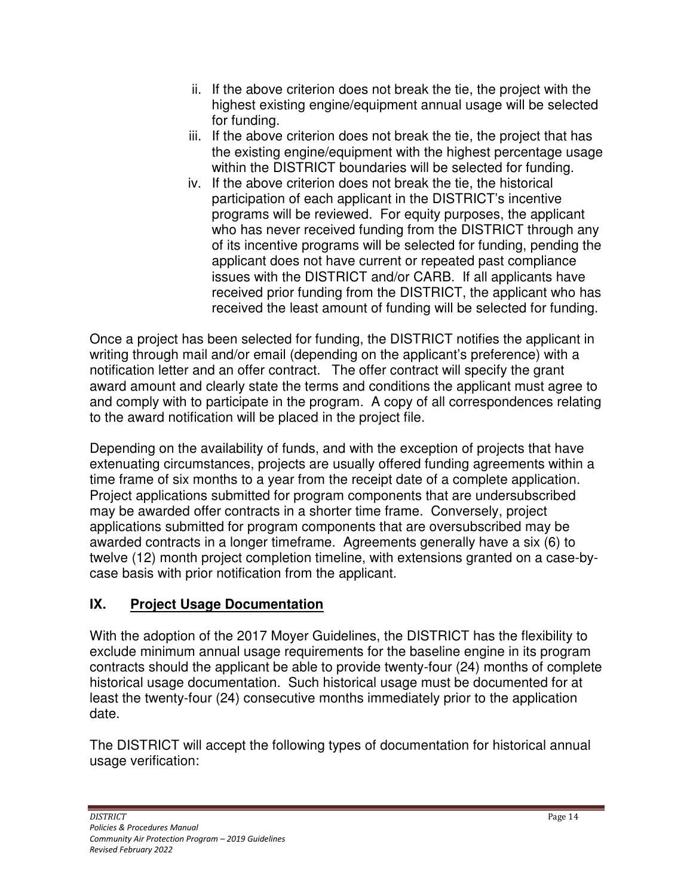ii. If the above criterion does not break the tie, the project with the highest existing engine/equipment annual usage will be selected for funding.

iii. If the above criterion does not break the tie, the project that has the existing engine/equipment with the highest percentage usage within the DISTRICT boundaries will be selected for funding.

iv. If the above criterion does not break the tie, the historical participation of each applicant in the DISTRICT's incentive programs will be reviewed. For equity purposes, the applicant who has never received funding from the DISTRICT through any of its incentive programs will be selected for funding, pending the applicant does not have current or repeated past compliance issues with the DISTRICT and/or CARB. If all applicants have received prior funding from the DISTRICT, the applicant who has received the least amount of funding will be selected for funding.

Once a project has been selected for funding, the DISTRICT notifies the applicant in writing through mail and/or email (depending on the applicant's preference) with a notification letter and an offer contract. The offer contract will specify the grant award amount and clearly state the terms and conditions the applicant must agree to and comply with to participate in the program. A copy of all correspondences relating to the award notification will be placed in the project file.

Depending on the availability of funds, and with the exception of projects that have extenuating circumstances, projects are usually offered funding agreements within a time frame of six months to a year from the receipt date of a complete application. Project applications submitted for program components that are undersubscribed may be awarded offer contracts in a shorter time frame. Conversely, project applications submitted for program components that are oversubscribed may be awarded contracts in a longer timeframe. Agreements generally have a six (6) to twelve (12) month project completion timeline, with extensions granted on a case-by-case basis with prior notification from the applicant.

## IX. Project Usage Documentation

With the adoption of the 2017 Moyer Guidelines, the DISTRICT has the flexibility to exclude minimum annual usage requirements for the baseline engine in its program contracts should the applicant be able to provide twenty-four (24) months of complete historical usage documentation. Such historical usage must be documented for at least the twenty-four (24) consecutive months immediately prior to the application date.

The DISTRICT will accept the following types of documentation for historical annual usage verification: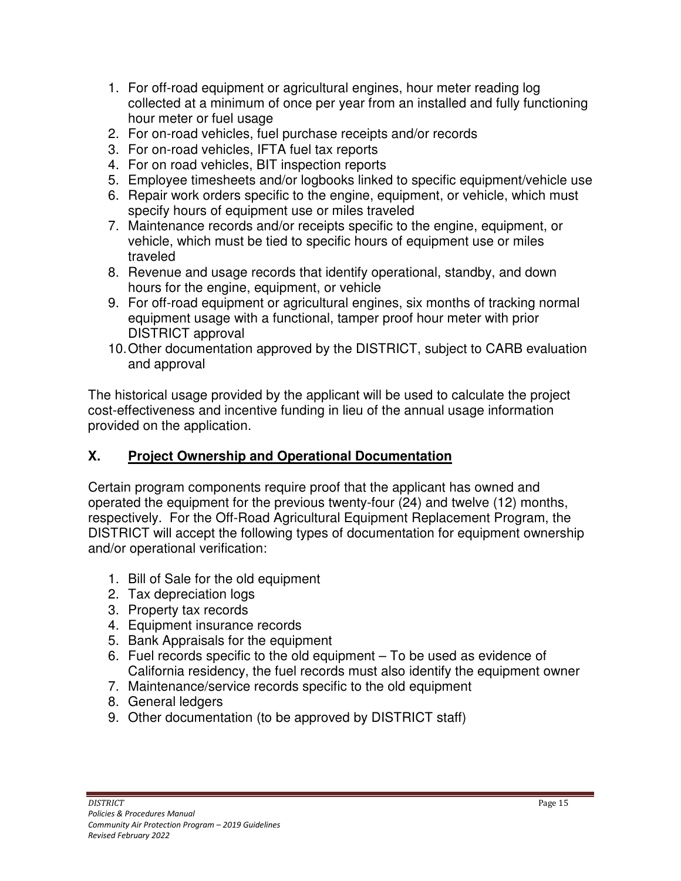1. For off-road equipment or agricultural engines, hour meter reading log collected at a minimum of once per year from an installed and fully functioning hour meter or fuel usage
2. For on-road vehicles, fuel purchase receipts and/or records
3. For on-road vehicles, IFTA fuel tax reports
4. For on road vehicles, BIT inspection reports
5. Employee timesheets and/or logbooks linked to specific equipment/vehicle use
6. Repair work orders specific to the engine, equipment, or vehicle, which must specify hours of equipment use or miles traveled
7. Maintenance records and/or receipts specific to the engine, equipment, or vehicle, which must be tied to specific hours of equipment use or miles traveled
8. Revenue and usage records that identify operational, standby, and down hours for the engine, equipment, or vehicle
9. For off-road equipment or agricultural engines, six months of tracking normal equipment usage with a functional, tamper proof hour meter with prior DISTRICT approval
10. Other documentation approved by the DISTRICT, subject to CARB evaluation and approval

The historical usage provided by the applicant will be used to calculate the project cost-effectiveness and incentive funding in lieu of the annual usage information provided on the application.

## X. Project Ownership and Operational Documentation

Certain program components require proof that the applicant has owned and operated the equipment for the previous twenty-four (24) and twelve (12) months, respectively. For the Off-Road Agricultural Equipment Replacement Program, the DISTRICT will accept the following types of documentation for equipment ownership and/or operational verification:

1. Bill of Sale for the old equipment
2. Tax depreciation logs
3. Property tax records
4. Equipment insurance records
5. Bank Appraisals for the equipment
6. Fuel records specific to the old equipment – To be used as evidence of California residency, the fuel records must also identify the equipment owner
7. Maintenance/service records specific to the old equipment
8. General ledgers
9. Other documentation (to be approved by DISTRICT staff)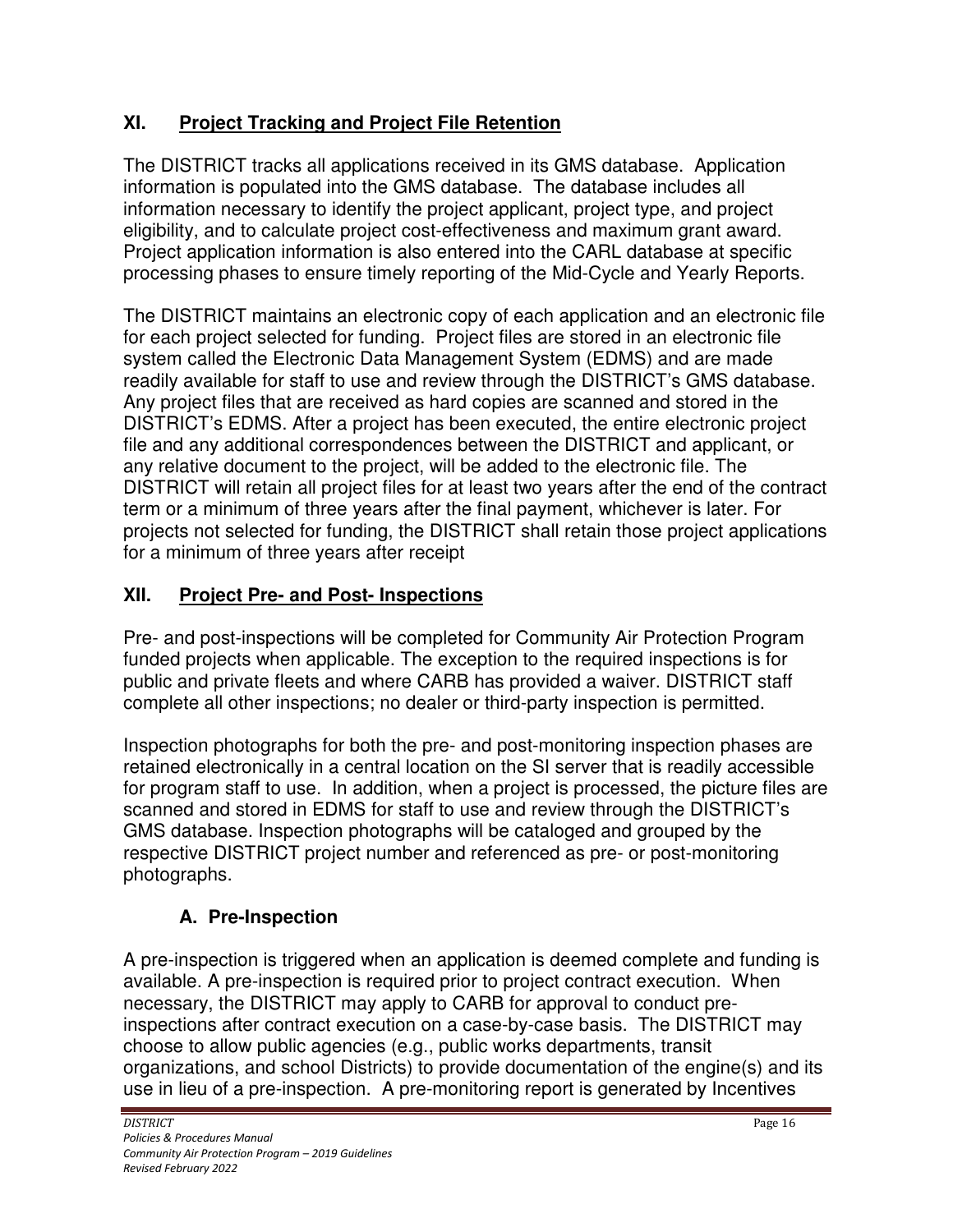## XI. Project Tracking and Project File Retention

The DISTRICT tracks all applications received in its GMS database. Application information is populated into the GMS database. The database includes all information necessary to identify the project applicant, project type, and project eligibility, and to calculate project cost-effectiveness and maximum grant award. Project application information is also entered into the CARL database at specific processing phases to ensure timely reporting of the Mid-Cycle and Yearly Reports.

The DISTRICT maintains an electronic copy of each application and an electronic file for each project selected for funding. Project files are stored in an electronic file system called the Electronic Data Management System (EDMS) and are made readily available for staff to use and review through the DISTRICT's GMS database. Any project files that are received as hard copies are scanned and stored in the DISTRICT's EDMS. After a project has been executed, the entire electronic project file and any additional correspondences between the DISTRICT and applicant, or any relative document to the project, will be added to the electronic file. The DISTRICT will retain all project files for at least two years after the end of the contract term or a minimum of three years after the final payment, whichever is later. For projects not selected for funding, the DISTRICT shall retain those project applications for a minimum of three years after receipt

## XII. Project Pre- and Post- Inspections

Pre- and post-inspections will be completed for Community Air Protection Program funded projects when applicable. The exception to the required inspections is for public and private fleets and where CARB has provided a waiver. DISTRICT staff complete all other inspections; no dealer or third-party inspection is permitted.

Inspection photographs for both the pre- and post-monitoring inspection phases are retained electronically in a central location on the SI server that is readily accessible for program staff to use. In addition, when a project is processed, the picture files are scanned and stored in EDMS for staff to use and review through the DISTRICT's GMS database. Inspection photographs will be cataloged and grouped by the respective DISTRICT project number and referenced as pre- or post-monitoring photographs.

### A. Pre-Inspection

A pre-inspection is triggered when an application is deemed complete and funding is available. A pre-inspection is required prior to project contract execution. When necessary, the DISTRICT may apply to CARB for approval to conduct pre-inspections after contract execution on a case-by-case basis. The DISTRICT may choose to allow public agencies (e.g., public works departments, transit organizations, and school Districts) to provide documentation of the engine(s) and its use in lieu of a pre-inspection. A pre-monitoring report is generated by Incentives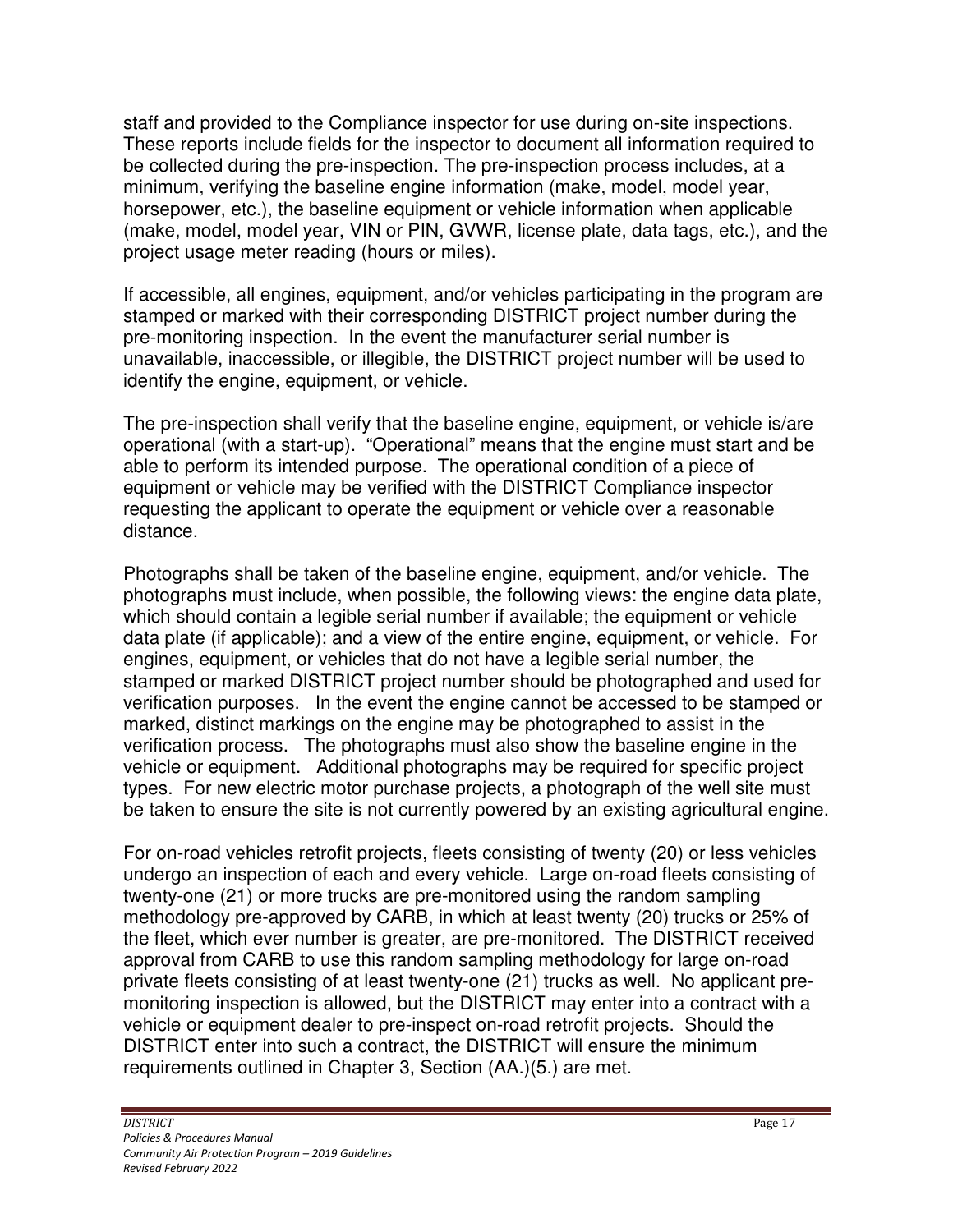staff and provided to the Compliance inspector for use during on-site inspections. These reports include fields for the inspector to document all information required to be collected during the pre-inspection. The pre-inspection process includes, at a minimum, verifying the baseline engine information (make, model, model year, horsepower, etc.), the baseline equipment or vehicle information when applicable (make, model, model year, VIN or PIN, GVWR, license plate, data tags, etc.), and the project usage meter reading (hours or miles).

If accessible, all engines, equipment, and/or vehicles participating in the program are stamped or marked with their corresponding DISTRICT project number during the pre-monitoring inspection. In the event the manufacturer serial number is unavailable, inaccessible, or illegible, the DISTRICT project number will be used to identify the engine, equipment, or vehicle.

The pre-inspection shall verify that the baseline engine, equipment, or vehicle is/are operational (with a start-up). "Operational" means that the engine must start and be able to perform its intended purpose. The operational condition of a piece of equipment or vehicle may be verified with the DISTRICT Compliance inspector requesting the applicant to operate the equipment or vehicle over a reasonable distance.

Photographs shall be taken of the baseline engine, equipment, and/or vehicle. The photographs must include, when possible, the following views: the engine data plate, which should contain a legible serial number if available; the equipment or vehicle data plate (if applicable); and a view of the entire engine, equipment, or vehicle. For engines, equipment, or vehicles that do not have a legible serial number, the stamped or marked DISTRICT project number should be photographed and used for verification purposes. In the event the engine cannot be accessed to be stamped or marked, distinct markings on the engine may be photographed to assist in the verification process. The photographs must also show the baseline engine in the vehicle or equipment. Additional photographs may be required for specific project types. For new electric motor purchase projects, a photograph of the well site must be taken to ensure the site is not currently powered by an existing agricultural engine.

For on-road vehicles retrofit projects, fleets consisting of twenty (20) or less vehicles undergo an inspection of each and every vehicle. Large on-road fleets consisting of twenty-one (21) or more trucks are pre-monitored using the random sampling methodology pre-approved by CARB, in which at least twenty (20) trucks or 25% of the fleet, which ever number is greater, are pre-monitored. The DISTRICT received approval from CARB to use this random sampling methodology for large on-road private fleets consisting of at least twenty-one (21) trucks as well. No applicant pre-monitoring inspection is allowed, but the DISTRICT may enter into a contract with a vehicle or equipment dealer to pre-inspect on-road retrofit projects. Should the DISTRICT enter into such a contract, the DISTRICT will ensure the minimum requirements outlined in Chapter 3, Section (AA.)(5.) are met.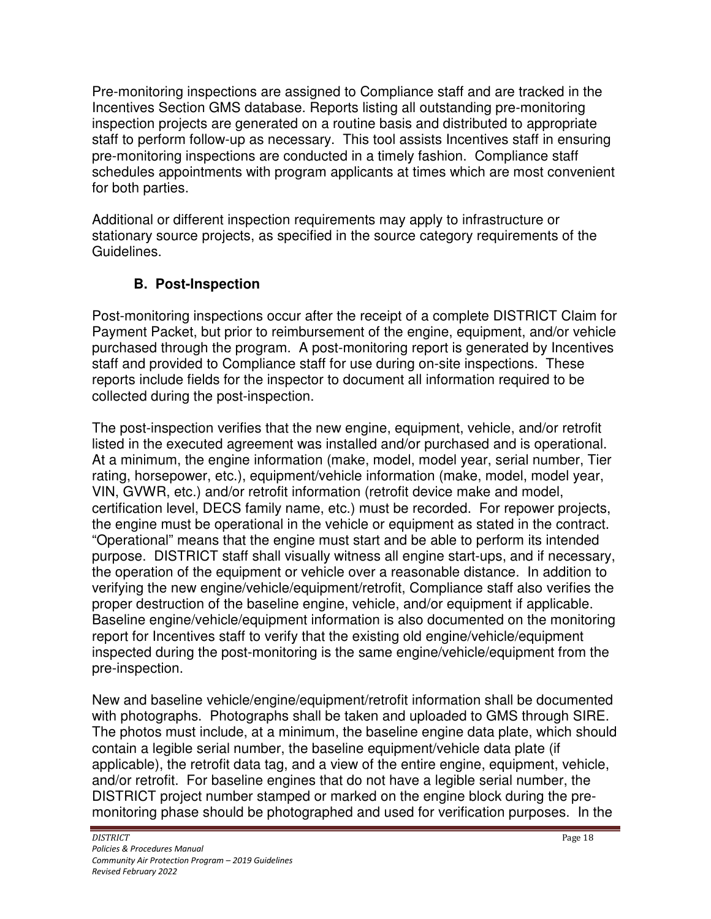Pre-monitoring inspections are assigned to Compliance staff and are tracked in the Incentives Section GMS database. Reports listing all outstanding pre-monitoring inspection projects are generated on a routine basis and distributed to appropriate staff to perform follow-up as necessary. This tool assists Incentives staff in ensuring pre-monitoring inspections are conducted in a timely fashion. Compliance staff schedules appointments with program applicants at times which are most convenient for both parties.

Additional or different inspection requirements may apply to infrastructure or stationary source projects, as specified in the source category requirements of the Guidelines.

### B. Post-Inspection

Post-monitoring inspections occur after the receipt of a complete DISTRICT Claim for Payment Packet, but prior to reimbursement of the engine, equipment, and/or vehicle purchased through the program. A post-monitoring report is generated by Incentives staff and provided to Compliance staff for use during on-site inspections. These reports include fields for the inspector to document all information required to be collected during the post-inspection.

The post-inspection verifies that the new engine, equipment, vehicle, and/or retrofit listed in the executed agreement was installed and/or purchased and is operational. At a minimum, the engine information (make, model, model year, serial number, Tier rating, horsepower, etc.), equipment/vehicle information (make, model, model year, VIN, GVWR, etc.) and/or retrofit information (retrofit device make and model, certification level, DECS family name, etc.) must be recorded. For repower projects, the engine must be operational in the vehicle or equipment as stated in the contract. "Operational" means that the engine must start and be able to perform its intended purpose. DISTRICT staff shall visually witness all engine start-ups, and if necessary, the operation of the equipment or vehicle over a reasonable distance. In addition to verifying the new engine/vehicle/equipment/retrofit, Compliance staff also verifies the proper destruction of the baseline engine, vehicle, and/or equipment if applicable. Baseline engine/vehicle/equipment information is also documented on the monitoring report for Incentives staff to verify that the existing old engine/vehicle/equipment inspected during the post-monitoring is the same engine/vehicle/equipment from the pre-inspection.

New and baseline vehicle/engine/equipment/retrofit information shall be documented with photographs. Photographs shall be taken and uploaded to GMS through SIRE. The photos must include, at a minimum, the baseline engine data plate, which should contain a legible serial number, the baseline equipment/vehicle data plate (if applicable), the retrofit data tag, and a view of the entire engine, equipment, vehicle, and/or retrofit. For baseline engines that do not have a legible serial number, the DISTRICT project number stamped or marked on the engine block during the pre-monitoring phase should be photographed and used for verification purposes. In the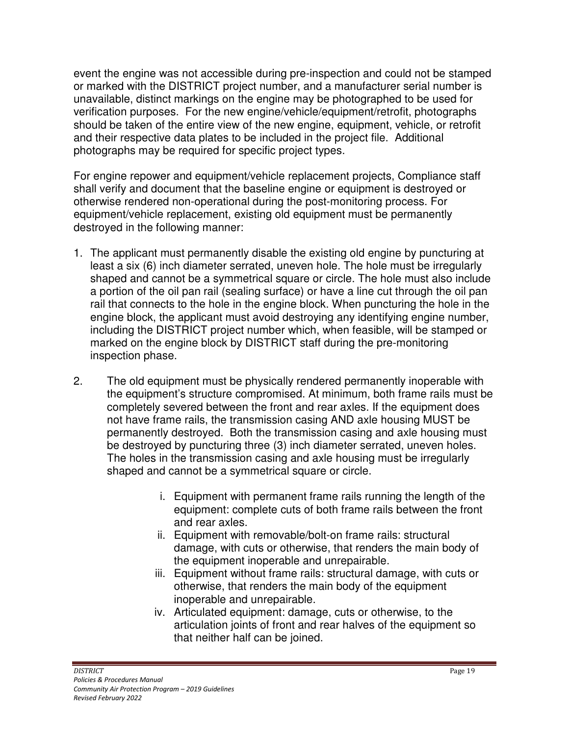event the engine was not accessible during pre-inspection and could not be stamped or marked with the DISTRICT project number, and a manufacturer serial number is unavailable, distinct markings on the engine may be photographed to be used for verification purposes. For the new engine/vehicle/equipment/retrofit, photographs should be taken of the entire view of the new engine, equipment, vehicle, or retrofit and their respective data plates to be included in the project file. Additional photographs may be required for specific project types.

For engine repower and equipment/vehicle replacement projects, Compliance staff shall verify and document that the baseline engine or equipment is destroyed or otherwise rendered non-operational during the post-monitoring process. For equipment/vehicle replacement, existing old equipment must be permanently destroyed in the following manner:

1. The applicant must permanently disable the existing old engine by puncturing at least a six (6) inch diameter serrated, uneven hole. The hole must be irregularly shaped and cannot be a symmetrical square or circle. The hole must also include a portion of the oil pan rail (sealing surface) or have a line cut through the oil pan rail that connects to the hole in the engine block. When puncturing the hole in the engine block, the applicant must avoid destroying any identifying engine number, including the DISTRICT project number which, when feasible, will be stamped or marked on the engine block by DISTRICT staff during the pre-monitoring inspection phase.

2. The old equipment must be physically rendered permanently inoperable with the equipment's structure compromised. At minimum, both frame rails must be completely severed between the front and rear axles. If the equipment does not have frame rails, the transmission casing AND axle housing MUST be permanently destroyed. Both the transmission casing and axle housing must be destroyed by puncturing three (3) inch diameter serrated, uneven holes. The holes in the transmission casing and axle housing must be irregularly shaped and cannot be a symmetrical square or circle.

   i. Equipment with permanent frame rails running the length of the equipment: complete cuts of both frame rails between the front and rear axles.
   ii. Equipment with removable/bolt-on frame rails: structural damage, with cuts or otherwise, that renders the main body of the equipment inoperable and unrepairable.
   iii. Equipment without frame rails: structural damage, with cuts or otherwise, that renders the main body of the equipment inoperable and unrepairable.
   iv. Articulated equipment: damage, cuts or otherwise, to the articulation joints of front and rear halves of the equipment so that neither half can be joined.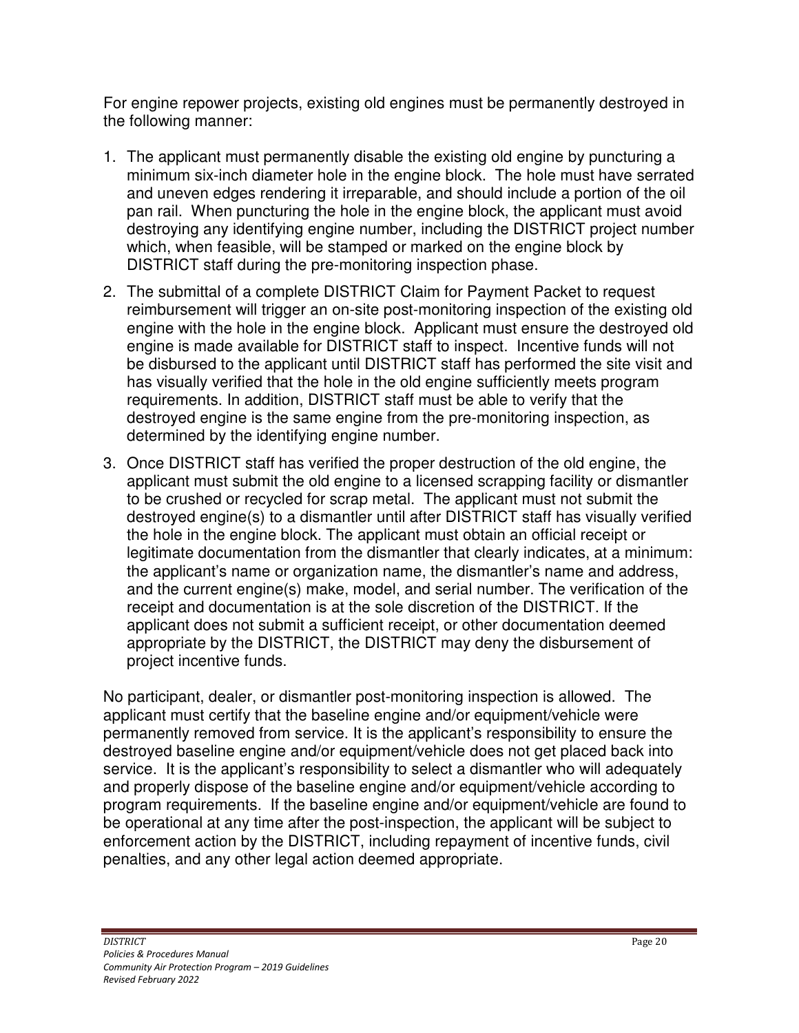For engine repower projects, existing old engines must be permanently destroyed in the following manner:

1. The applicant must permanently disable the existing old engine by puncturing a minimum six-inch diameter hole in the engine block. The hole must have serrated and uneven edges rendering it irreparable, and should include a portion of the oil pan rail. When puncturing the hole in the engine block, the applicant must avoid destroying any identifying engine number, including the DISTRICT project number which, when feasible, will be stamped or marked on the engine block by DISTRICT staff during the pre-monitoring inspection phase.
2. The submittal of a complete DISTRICT Claim for Payment Packet to request reimbursement will trigger an on-site post-monitoring inspection of the existing old engine with the hole in the engine block. Applicant must ensure the destroyed old engine is made available for DISTRICT staff to inspect. Incentive funds will not be disbursed to the applicant until DISTRICT staff has performed the site visit and has visually verified that the hole in the old engine sufficiently meets program requirements. In addition, DISTRICT staff must be able to verify that the destroyed engine is the same engine from the pre-monitoring inspection, as determined by the identifying engine number.
3. Once DISTRICT staff has verified the proper destruction of the old engine, the applicant must submit the old engine to a licensed scrapping facility or dismantler to be crushed or recycled for scrap metal. The applicant must not submit the destroyed engine(s) to a dismantler until after DISTRICT staff has visually verified the hole in the engine block. The applicant must obtain an official receipt or legitimate documentation from the dismantler that clearly indicates, at a minimum: the applicant's name or organization name, the dismantler's name and address, and the current engine(s) make, model, and serial number. The verification of the receipt and documentation is at the sole discretion of the DISTRICT. If the applicant does not submit a sufficient receipt, or other documentation deemed appropriate by the DISTRICT, the DISTRICT may deny the disbursement of project incentive funds.

No participant, dealer, or dismantler post-monitoring inspection is allowed. The applicant must certify that the baseline engine and/or equipment/vehicle were permanently removed from service. It is the applicant's responsibility to ensure the destroyed baseline engine and/or equipment/vehicle does not get placed back into service. It is the applicant's responsibility to select a dismantler who will adequately and properly dispose of the baseline engine and/or equipment/vehicle according to program requirements. If the baseline engine and/or equipment/vehicle are found to be operational at any time after the post-inspection, the applicant will be subject to enforcement action by the DISTRICT, including repayment of incentive funds, civil penalties, and any other legal action deemed appropriate.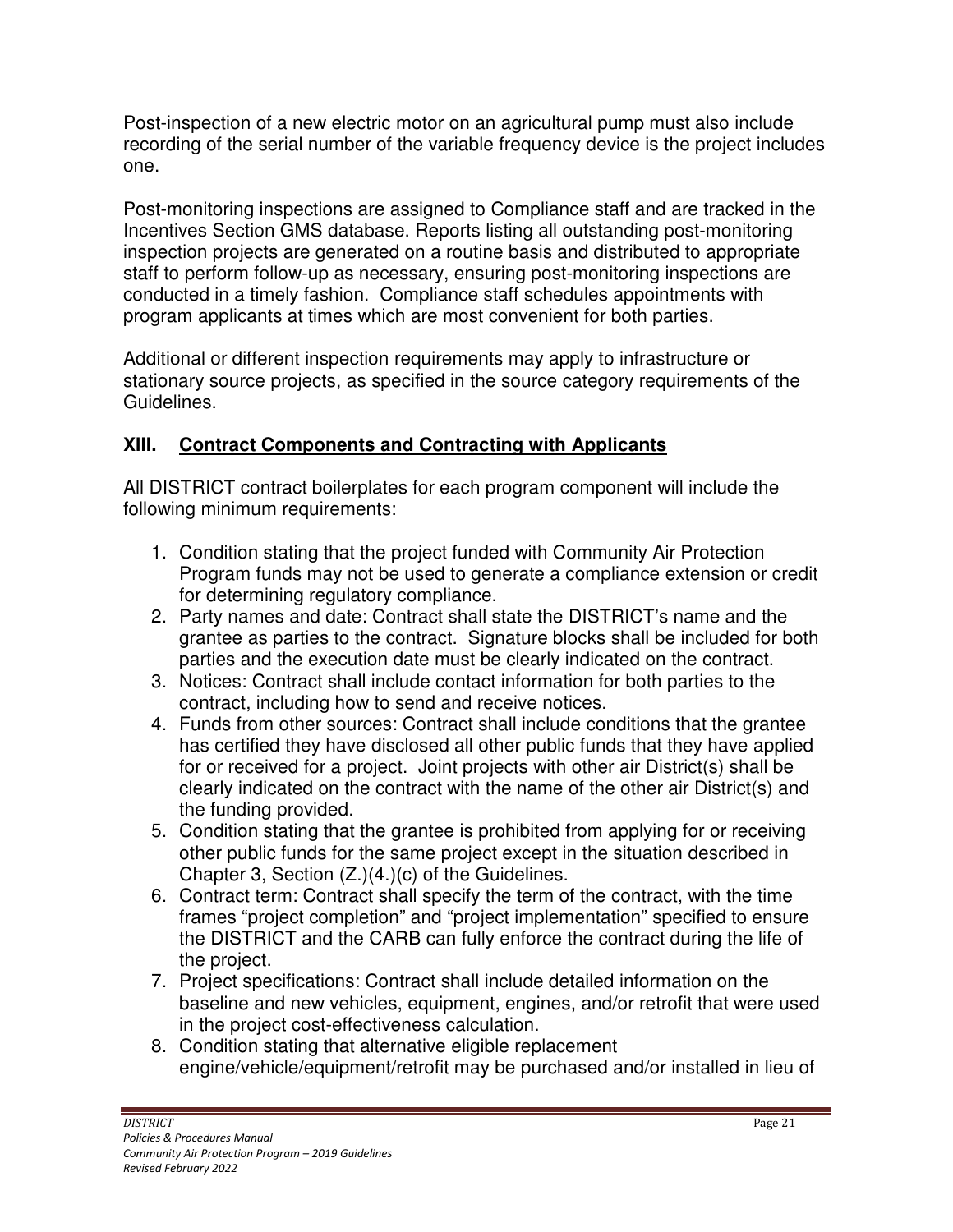Post-inspection of a new electric motor on an agricultural pump must also include recording of the serial number of the variable frequency device is the project includes one.

Post-monitoring inspections are assigned to Compliance staff and are tracked in the Incentives Section GMS database. Reports listing all outstanding post-monitoring inspection projects are generated on a routine basis and distributed to appropriate staff to perform follow-up as necessary, ensuring post-monitoring inspections are conducted in a timely fashion. Compliance staff schedules appointments with program applicants at times which are most convenient for both parties.

Additional or different inspection requirements may apply to infrastructure or stationary source projects, as specified in the source category requirements of the Guidelines.

## XIII. Contract Components and Contracting with Applicants

All DISTRICT contract boilerplates for each program component will include the following minimum requirements:

1. Condition stating that the project funded with Community Air Protection Program funds may not be used to generate a compliance extension or credit for determining regulatory compliance.
2. Party names and date: Contract shall state the DISTRICT's name and the grantee as parties to the contract. Signature blocks shall be included for both parties and the execution date must be clearly indicated on the contract.
3. Notices: Contract shall include contact information for both parties to the contract, including how to send and receive notices.
4. Funds from other sources: Contract shall include conditions that the grantee has certified they have disclosed all other public funds that they have applied for or received for a project. Joint projects with other air District(s) shall be clearly indicated on the contract with the name of the other air District(s) and the funding provided.
5. Condition stating that the grantee is prohibited from applying for or receiving other public funds for the same project except in the situation described in Chapter 3, Section (Z.)(4.)(c) of the Guidelines.
6. Contract term: Contract shall specify the term of the contract, with the time frames "project completion" and "project implementation" specified to ensure the DISTRICT and the CARB can fully enforce the contract during the life of the project.
7. Project specifications: Contract shall include detailed information on the baseline and new vehicles, equipment, engines, and/or retrofit that were used in the project cost-effectiveness calculation.
8. Condition stating that alternative eligible replacement engine/vehicle/equipment/retrofit may be purchased and/or installed in lieu of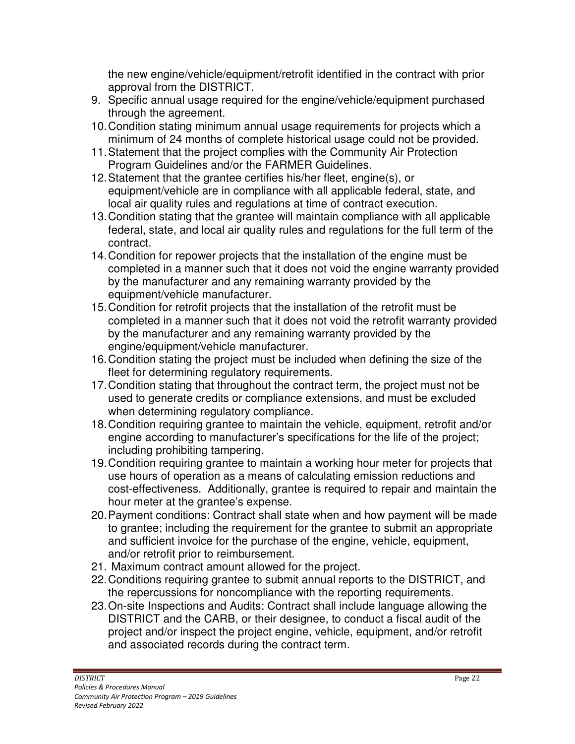the new engine/vehicle/equipment/retrofit identified in the contract with prior approval from the DISTRICT.

9. Specific annual usage required for the engine/vehicle/equipment purchased through the agreement.
10. Condition stating minimum annual usage requirements for projects which a minimum of 24 months of complete historical usage could not be provided.
11. Statement that the project complies with the Community Air Protection Program Guidelines and/or the FARMER Guidelines.
12. Statement that the grantee certifies his/her fleet, engine(s), or equipment/vehicle are in compliance with all applicable federal, state, and local air quality rules and regulations at time of contract execution.
13. Condition stating that the grantee will maintain compliance with all applicable federal, state, and local air quality rules and regulations for the full term of the contract.
14. Condition for repower projects that the installation of the engine must be completed in a manner such that it does not void the engine warranty provided by the manufacturer and any remaining warranty provided by the equipment/vehicle manufacturer.
15. Condition for retrofit projects that the installation of the retrofit must be completed in a manner such that it does not void the retrofit warranty provided by the manufacturer and any remaining warranty provided by the engine/equipment/vehicle manufacturer.
16. Condition stating the project must be included when defining the size of the fleet for determining regulatory requirements.
17. Condition stating that throughout the contract term, the project must not be used to generate credits or compliance extensions, and must be excluded when determining regulatory compliance.
18. Condition requiring grantee to maintain the vehicle, equipment, retrofit and/or engine according to manufacturer's specifications for the life of the project; including prohibiting tampering.
19. Condition requiring grantee to maintain a working hour meter for projects that use hours of operation as a means of calculating emission reductions and cost-effectiveness. Additionally, grantee is required to repair and maintain the hour meter at the grantee's expense.
20. Payment conditions: Contract shall state when and how payment will be made to grantee; including the requirement for the grantee to submit an appropriate and sufficient invoice for the purchase of the engine, vehicle, equipment, and/or retrofit prior to reimbursement.
21. Maximum contract amount allowed for the project.
22. Conditions requiring grantee to submit annual reports to the DISTRICT, and the repercussions for noncompliance with the reporting requirements.
23. On-site Inspections and Audits: Contract shall include language allowing the DISTRICT and the CARB, or their designee, to conduct a fiscal audit of the project and/or inspect the project engine, vehicle, equipment, and/or retrofit and associated records during the contract term.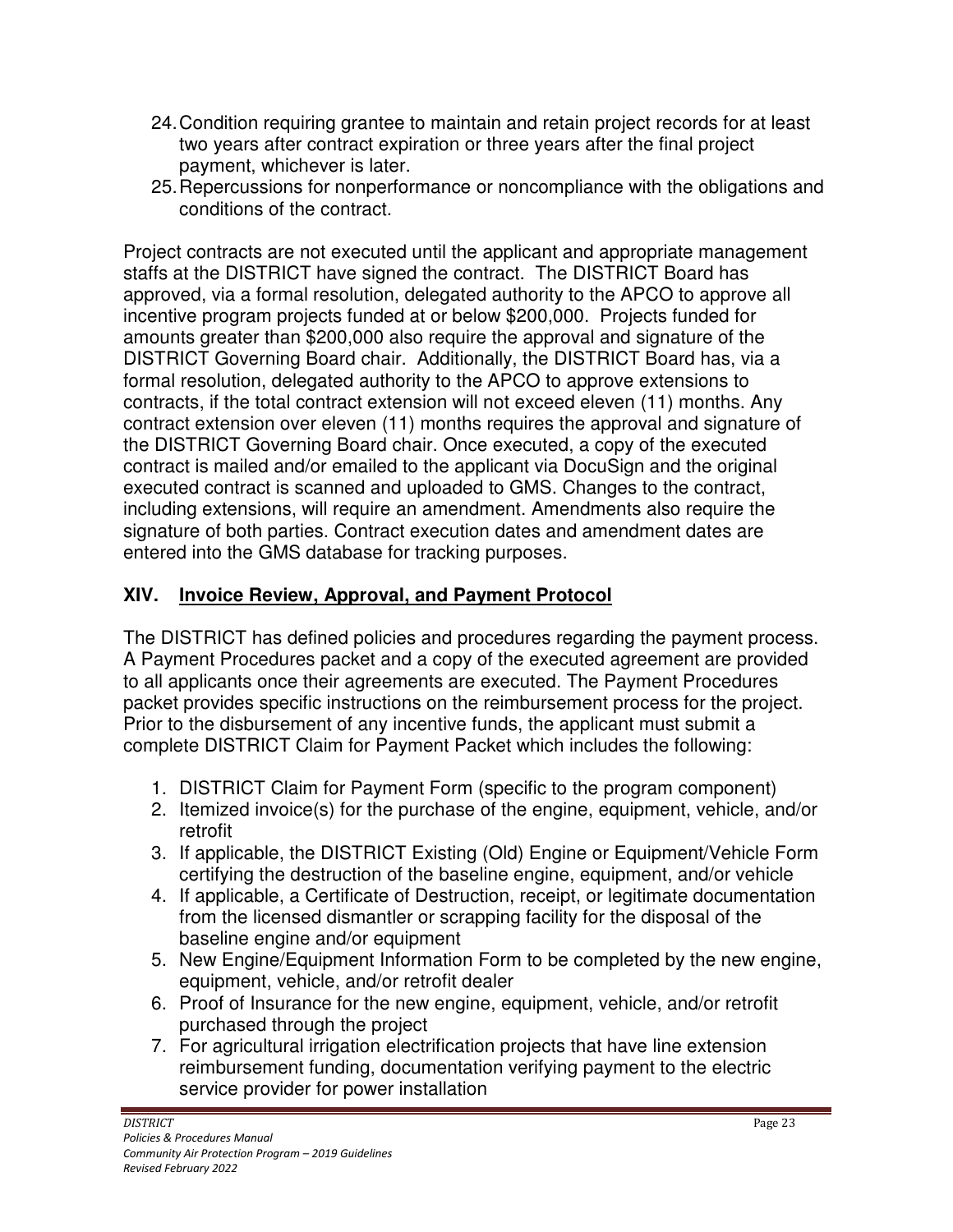24. Condition requiring grantee to maintain and retain project records for at least two years after contract expiration or three years after the final project payment, whichever is later.
25. Repercussions for nonperformance or noncompliance with the obligations and conditions of the contract.

Project contracts are not executed until the applicant and appropriate management staffs at the DISTRICT have signed the contract. The DISTRICT Board has approved, via a formal resolution, delegated authority to the APCO to approve all incentive program projects funded at or below $200,000. Projects funded for amounts greater than $200,000 also require the approval and signature of the DISTRICT Governing Board chair. Additionally, the DISTRICT Board has, via a formal resolution, delegated authority to the APCO to approve extensions to contracts, if the total contract extension will not exceed eleven (11) months. Any contract extension over eleven (11) months requires the approval and signature of the DISTRICT Governing Board chair. Once executed, a copy of the executed contract is mailed and/or emailed to the applicant via DocuSign and the original executed contract is scanned and uploaded to GMS. Changes to the contract, including extensions, will require an amendment. Amendments also require the signature of both parties. Contract execution dates and amendment dates are entered into the GMS database for tracking purposes.

## XIV. Invoice Review, Approval, and Payment Protocol

The DISTRICT has defined policies and procedures regarding the payment process. A Payment Procedures packet and a copy of the executed agreement are provided to all applicants once their agreements are executed. The Payment Procedures packet provides specific instructions on the reimbursement process for the project. Prior to the disbursement of any incentive funds, the applicant must submit a complete DISTRICT Claim for Payment Packet which includes the following:

1. DISTRICT Claim for Payment Form (specific to the program component)
2. Itemized invoice(s) for the purchase of the engine, equipment, vehicle, and/or retrofit
3. If applicable, the DISTRICT Existing (Old) Engine or Equipment/Vehicle Form certifying the destruction of the baseline engine, equipment, and/or vehicle
4. If applicable, a Certificate of Destruction, receipt, or legitimate documentation from the licensed dismantler or scrapping facility for the disposal of the baseline engine and/or equipment
5. New Engine/Equipment Information Form to be completed by the new engine, equipment, vehicle, and/or retrofit dealer
6. Proof of Insurance for the new engine, equipment, vehicle, and/or retrofit purchased through the project
7. For agricultural irrigation electrification projects that have line extension reimbursement funding, documentation verifying payment to the electric service provider for power installation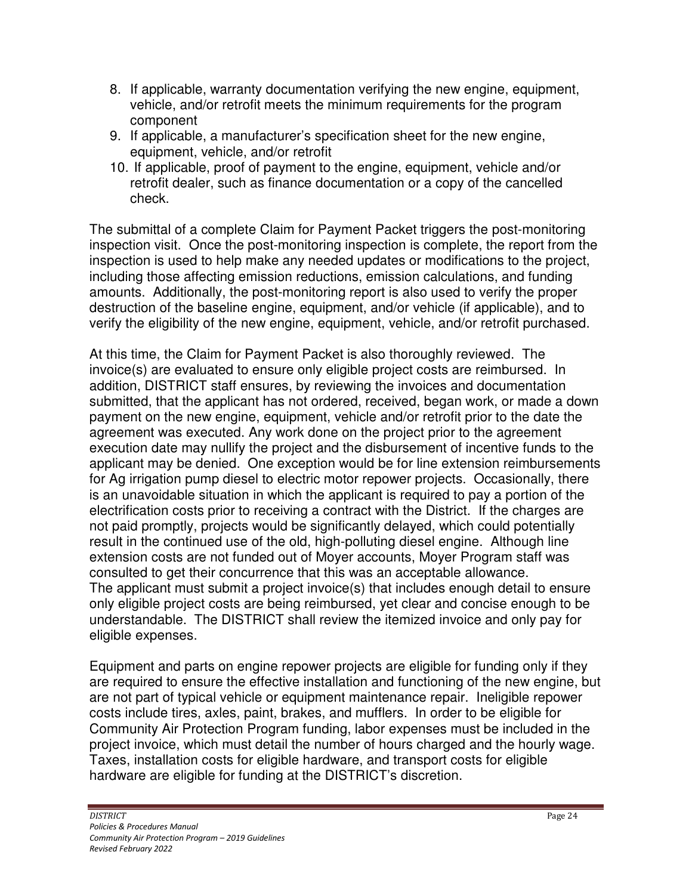8. If applicable, warranty documentation verifying the new engine, equipment, vehicle, and/or retrofit meets the minimum requirements for the program component
9. If applicable, a manufacturer's specification sheet for the new engine, equipment, vehicle, and/or retrofit
10. If applicable, proof of payment to the engine, equipment, vehicle and/or retrofit dealer, such as finance documentation or a copy of the cancelled check.

The submittal of a complete Claim for Payment Packet triggers the post-monitoring inspection visit. Once the post-monitoring inspection is complete, the report from the inspection is used to help make any needed updates or modifications to the project, including those affecting emission reductions, emission calculations, and funding amounts. Additionally, the post-monitoring report is also used to verify the proper destruction of the baseline engine, equipment, and/or vehicle (if applicable), and to verify the eligibility of the new engine, equipment, vehicle, and/or retrofit purchased.

At this time, the Claim for Payment Packet is also thoroughly reviewed. The invoice(s) are evaluated to ensure only eligible project costs are reimbursed. In addition, DISTRICT staff ensures, by reviewing the invoices and documentation submitted, that the applicant has not ordered, received, began work, or made a down payment on the new engine, equipment, vehicle and/or retrofit prior to the date the agreement was executed. Any work done on the project prior to the agreement execution date may nullify the project and the disbursement of incentive funds to the applicant may be denied. One exception would be for line extension reimbursements for Ag irrigation pump diesel to electric motor repower projects. Occasionally, there is an unavoidable situation in which the applicant is required to pay a portion of the electrification costs prior to receiving a contract with the District. If the charges are not paid promptly, projects would be significantly delayed, which could potentially result in the continued use of the old, high-polluting diesel engine. Although line extension costs are not funded out of Moyer accounts, Moyer Program staff was consulted to get their concurrence that this was an acceptable allowance.
The applicant must submit a project invoice(s) that includes enough detail to ensure only eligible project costs are being reimbursed, yet clear and concise enough to be understandable. The DISTRICT shall review the itemized invoice and only pay for eligible expenses.

Equipment and parts on engine repower projects are eligible for funding only if they are required to ensure the effective installation and functioning of the new engine, but are not part of typical vehicle or equipment maintenance repair. Ineligible repower costs include tires, axles, paint, brakes, and mufflers. In order to be eligible for Community Air Protection Program funding, labor expenses must be included in the project invoice, which must detail the number of hours charged and the hourly wage. Taxes, installation costs for eligible hardware, and transport costs for eligible hardware are eligible for funding at the DISTRICT's discretion.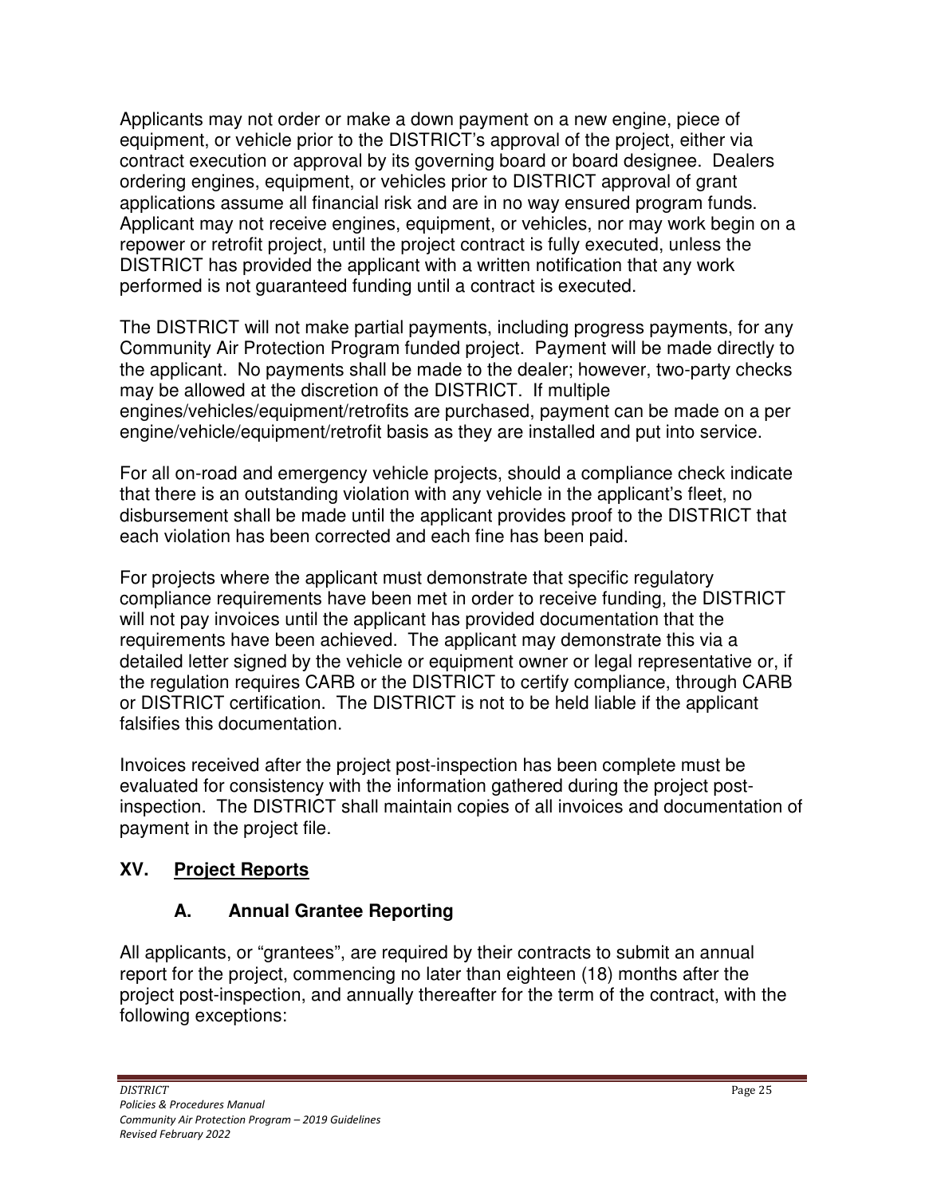Applicants may not order or make a down payment on a new engine, piece of equipment, or vehicle prior to the DISTRICT's approval of the project, either via contract execution or approval by its governing board or board designee. Dealers ordering engines, equipment, or vehicles prior to DISTRICT approval of grant applications assume all financial risk and are in no way ensured program funds. Applicant may not receive engines, equipment, or vehicles, nor may work begin on a repower or retrofit project, until the project contract is fully executed, unless the DISTRICT has provided the applicant with a written notification that any work performed is not guaranteed funding until a contract is executed.

The DISTRICT will not make partial payments, including progress payments, for any Community Air Protection Program funded project. Payment will be made directly to the applicant. No payments shall be made to the dealer; however, two-party checks may be allowed at the discretion of the DISTRICT. If multiple engines/vehicles/equipment/retrofits are purchased, payment can be made on a per engine/vehicle/equipment/retrofit basis as they are installed and put into service.

For all on-road and emergency vehicle projects, should a compliance check indicate that there is an outstanding violation with any vehicle in the applicant's fleet, no disbursement shall be made until the applicant provides proof to the DISTRICT that each violation has been corrected and each fine has been paid.

For projects where the applicant must demonstrate that specific regulatory compliance requirements have been met in order to receive funding, the DISTRICT will not pay invoices until the applicant has provided documentation that the requirements have been achieved. The applicant may demonstrate this via a detailed letter signed by the vehicle or equipment owner or legal representative or, if the regulation requires CARB or the DISTRICT to certify compliance, through CARB or DISTRICT certification. The DISTRICT is not to be held liable if the applicant falsifies this documentation.

Invoices received after the project post-inspection has been complete must be evaluated for consistency with the information gathered during the project post-inspection. The DISTRICT shall maintain copies of all invoices and documentation of payment in the project file.

## XV. Project Reports

### A. Annual Grantee Reporting

All applicants, or "grantees", are required by their contracts to submit an annual report for the project, commencing no later than eighteen (18) months after the project post-inspection, and annually thereafter for the term of the contract, with the following exceptions: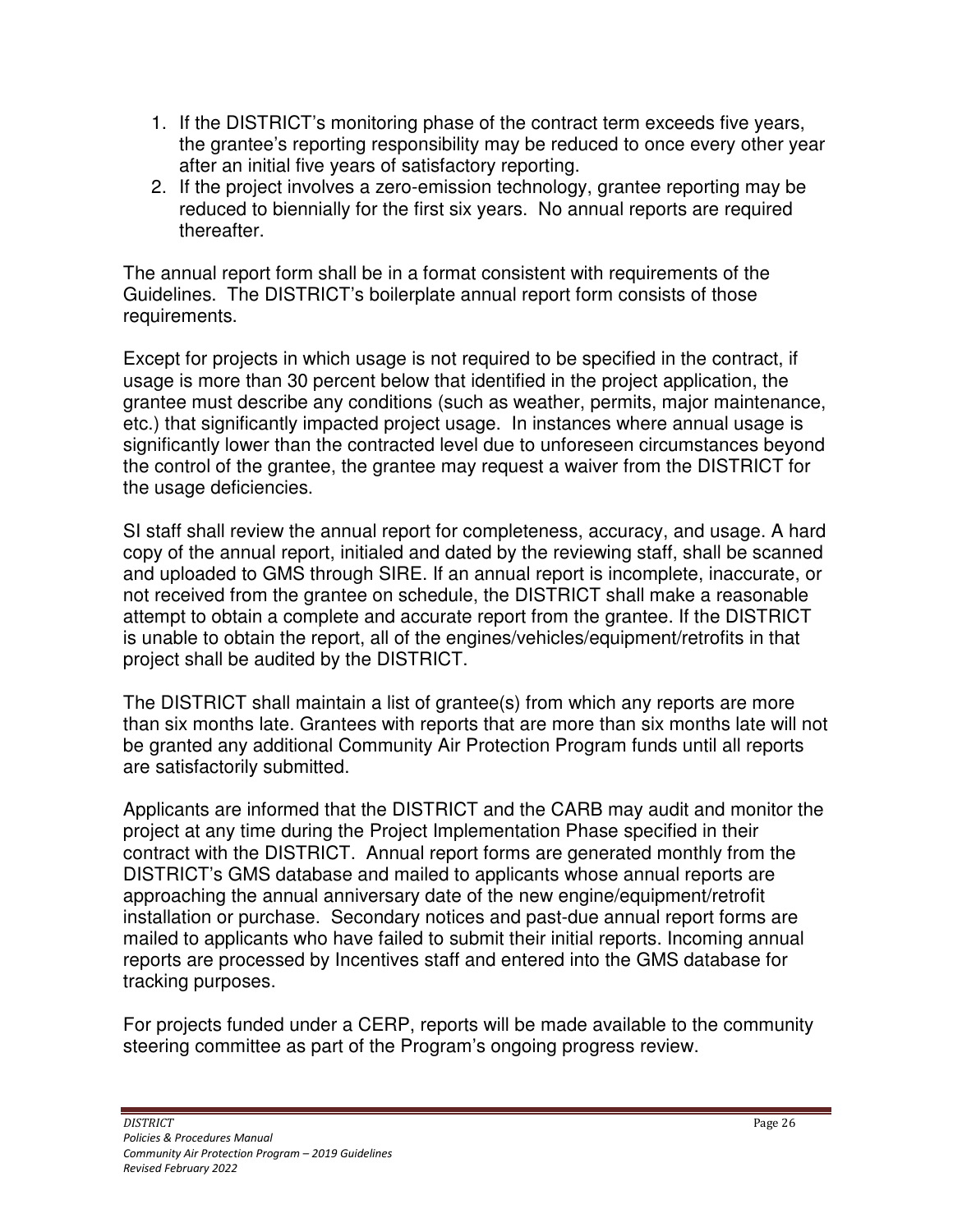1. If the DISTRICT's monitoring phase of the contract term exceeds five years, the grantee's reporting responsibility may be reduced to once every other year after an initial five years of satisfactory reporting.
2. If the project involves a zero-emission technology, grantee reporting may be reduced to biennially for the first six years. No annual reports are required thereafter.

The annual report form shall be in a format consistent with requirements of the Guidelines. The DISTRICT's boilerplate annual report form consists of those requirements.

Except for projects in which usage is not required to be specified in the contract, if usage is more than 30 percent below that identified in the project application, the grantee must describe any conditions (such as weather, permits, major maintenance, etc.) that significantly impacted project usage. In instances where annual usage is significantly lower than the contracted level due to unforeseen circumstances beyond the control of the grantee, the grantee may request a waiver from the DISTRICT for the usage deficiencies.

SI staff shall review the annual report for completeness, accuracy, and usage. A hard copy of the annual report, initialed and dated by the reviewing staff, shall be scanned and uploaded to GMS through SIRE. If an annual report is incomplete, inaccurate, or not received from the grantee on schedule, the DISTRICT shall make a reasonable attempt to obtain a complete and accurate report from the grantee. If the DISTRICT is unable to obtain the report, all of the engines/vehicles/equipment/retrofits in that project shall be audited by the DISTRICT.

The DISTRICT shall maintain a list of grantee(s) from which any reports are more than six months late. Grantees with reports that are more than six months late will not be granted any additional Community Air Protection Program funds until all reports are satisfactorily submitted.

Applicants are informed that the DISTRICT and the CARB may audit and monitor the project at any time during the Project Implementation Phase specified in their contract with the DISTRICT. Annual report forms are generated monthly from the DISTRICT's GMS database and mailed to applicants whose annual reports are approaching the annual anniversary date of the new engine/equipment/retrofit installation or purchase. Secondary notices and past-due annual report forms are mailed to applicants who have failed to submit their initial reports. Incoming annual reports are processed by Incentives staff and entered into the GMS database for tracking purposes.

For projects funded under a CERP, reports will be made available to the community steering committee as part of the Program's ongoing progress review.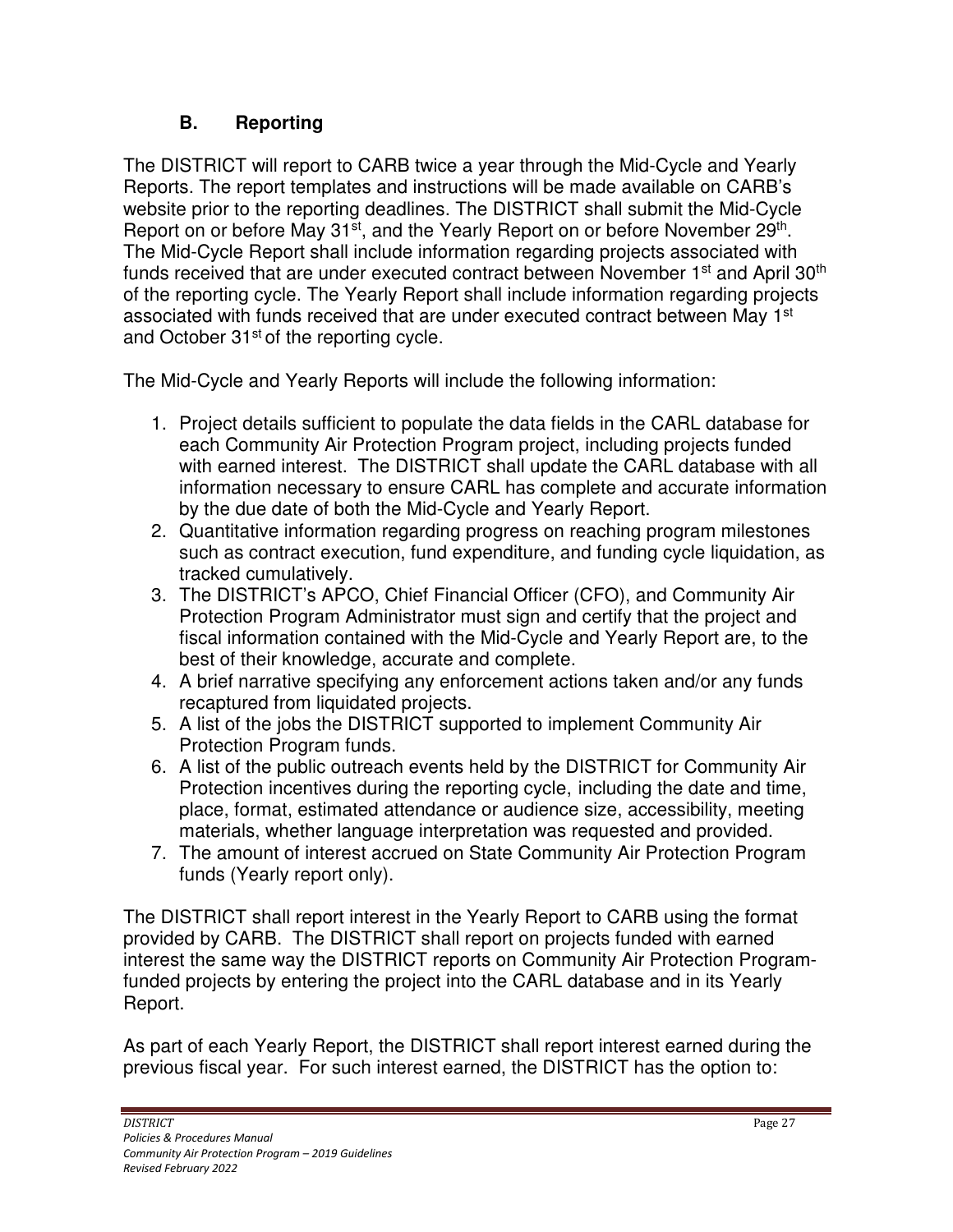### B. Reporting

The DISTRICT will report to CARB twice a year through the Mid-Cycle and Yearly Reports. The report templates and instructions will be made available on CARB's website prior to the reporting deadlines. The DISTRICT shall submit the Mid-Cycle Report on or before May 31st, and the Yearly Report on or before November 29th. The Mid-Cycle Report shall include information regarding projects associated with funds received that are under executed contract between November 1st and April 30th of the reporting cycle. The Yearly Report shall include information regarding projects associated with funds received that are under executed contract between May 1st and October 31st of the reporting cycle.

The Mid-Cycle and Yearly Reports will include the following information:

1. Project details sufficient to populate the data fields in the CARL database for each Community Air Protection Program project, including projects funded with earned interest. The DISTRICT shall update the CARL database with all information necessary to ensure CARL has complete and accurate information by the due date of both the Mid-Cycle and Yearly Report.
2. Quantitative information regarding progress on reaching program milestones such as contract execution, fund expenditure, and funding cycle liquidation, as tracked cumulatively.
3. The DISTRICT's APCO, Chief Financial Officer (CFO), and Community Air Protection Program Administrator must sign and certify that the project and fiscal information contained with the Mid-Cycle and Yearly Report are, to the best of their knowledge, accurate and complete.
4. A brief narrative specifying any enforcement actions taken and/or any funds recaptured from liquidated projects.
5. A list of the jobs the DISTRICT supported to implement Community Air Protection Program funds.
6. A list of the public outreach events held by the DISTRICT for Community Air Protection incentives during the reporting cycle, including the date and time, place, format, estimated attendance or audience size, accessibility, meeting materials, whether language interpretation was requested and provided.
7. The amount of interest accrued on State Community Air Protection Program funds (Yearly report only).

The DISTRICT shall report interest in the Yearly Report to CARB using the format provided by CARB. The DISTRICT shall report on projects funded with earned interest the same way the DISTRICT reports on Community Air Protection Program-funded projects by entering the project into the CARL database and in its Yearly Report.

As part of each Yearly Report, the DISTRICT shall report interest earned during the previous fiscal year. For such interest earned, the DISTRICT has the option to: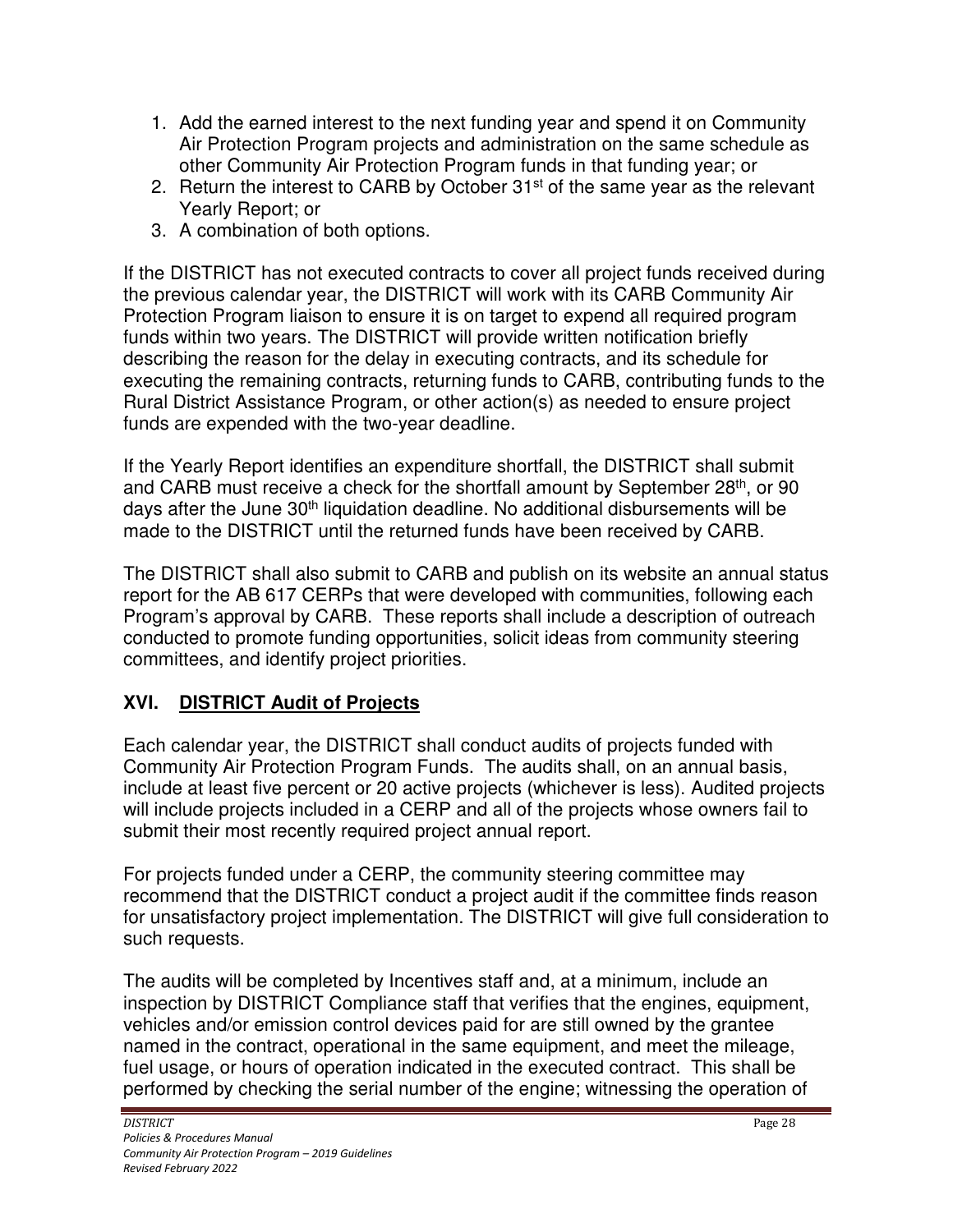1. Add the earned interest to the next funding year and spend it on Community Air Protection Program projects and administration on the same schedule as other Community Air Protection Program funds in that funding year; or
2. Return the interest to CARB by October 31st of the same year as the relevant Yearly Report; or
3. A combination of both options.

If the DISTRICT has not executed contracts to cover all project funds received during the previous calendar year, the DISTRICT will work with its CARB Community Air Protection Program liaison to ensure it is on target to expend all required program funds within two years. The DISTRICT will provide written notification briefly describing the reason for the delay in executing contracts, and its schedule for executing the remaining contracts, returning funds to CARB, contributing funds to the Rural District Assistance Program, or other action(s) as needed to ensure project funds are expended with the two-year deadline.

If the Yearly Report identifies an expenditure shortfall, the DISTRICT shall submit and CARB must receive a check for the shortfall amount by September 28th, or 90 days after the June 30th liquidation deadline. No additional disbursements will be made to the DISTRICT until the returned funds have been received by CARB.

The DISTRICT shall also submit to CARB and publish on its website an annual status report for the AB 617 CERPs that were developed with communities, following each Program's approval by CARB. These reports shall include a description of outreach conducted to promote funding opportunities, solicit ideas from community steering committees, and identify project priorities.

## XVI. <u>DISTRICT Audit of Projects</u>

Each calendar year, the DISTRICT shall conduct audits of projects funded with Community Air Protection Program Funds. The audits shall, on an annual basis, include at least five percent or 20 active projects (whichever is less). Audited projects will include projects included in a CERP and all of the projects whose owners fail to submit their most recently required project annual report.

For projects funded under a CERP, the community steering committee may recommend that the DISTRICT conduct a project audit if the committee finds reason for unsatisfactory project implementation. The DISTRICT will give full consideration to such requests.

The audits will be completed by Incentives staff and, at a minimum, include an inspection by DISTRICT Compliance staff that verifies that the engines, equipment, vehicles and/or emission control devices paid for are still owned by the grantee named in the contract, operational in the same equipment, and meet the mileage, fuel usage, or hours of operation indicated in the executed contract. This shall be performed by checking the serial number of the engine; witnessing the operation of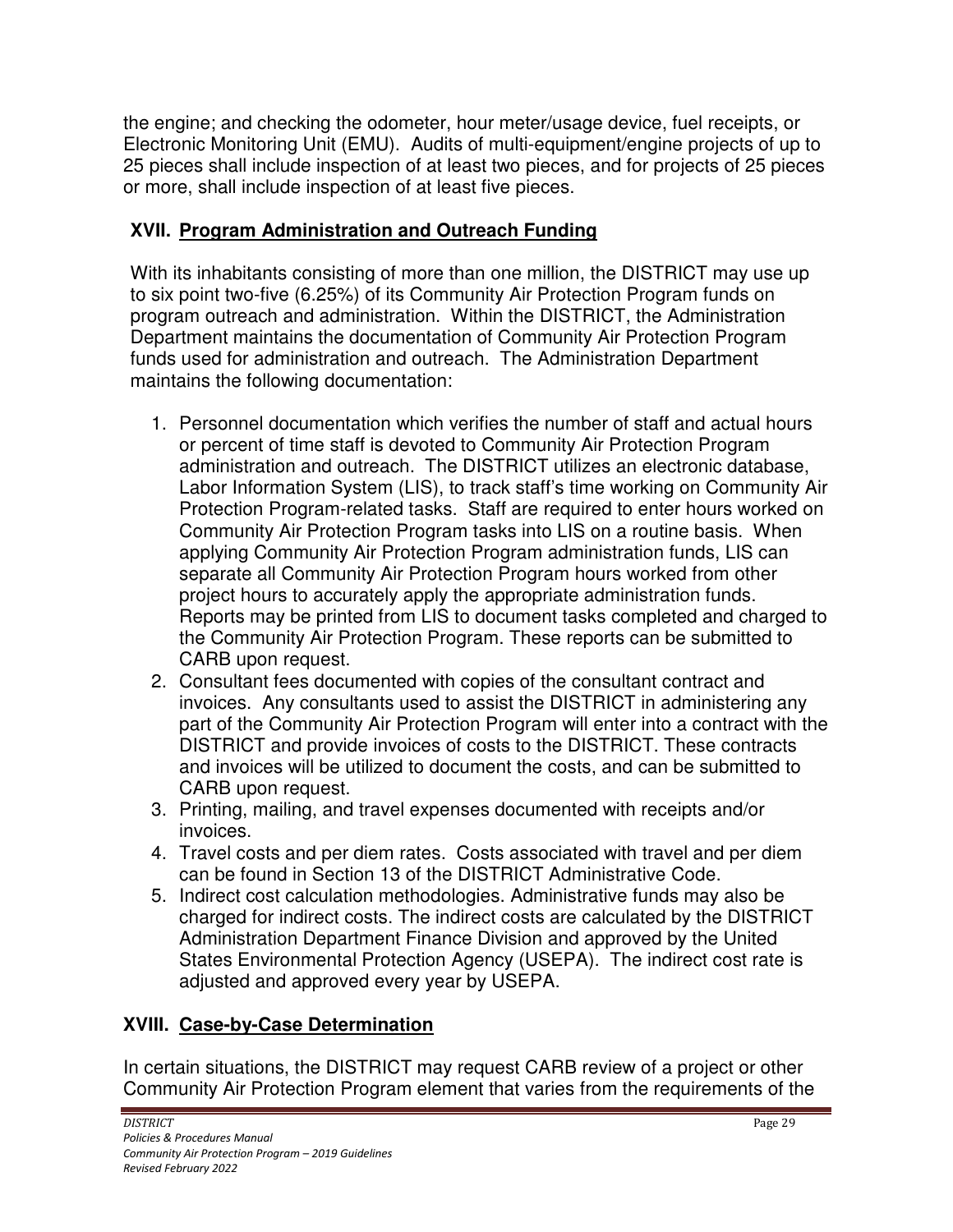the engine; and checking the odometer, hour meter/usage device, fuel receipts, or Electronic Monitoring Unit (EMU). Audits of multi-equipment/engine projects of up to 25 pieces shall include inspection of at least two pieces, and for projects of 25 pieces or more, shall include inspection of at least five pieces.

## XVII. Program Administration and Outreach Funding

With its inhabitants consisting of more than one million, the DISTRICT may use up to six point two-five (6.25%) of its Community Air Protection Program funds on program outreach and administration. Within the DISTRICT, the Administration Department maintains the documentation of Community Air Protection Program funds used for administration and outreach. The Administration Department maintains the following documentation:

1. Personnel documentation which verifies the number of staff and actual hours or percent of time staff is devoted to Community Air Protection Program administration and outreach. The DISTRICT utilizes an electronic database, Labor Information System (LIS), to track staff's time working on Community Air Protection Program-related tasks. Staff are required to enter hours worked on Community Air Protection Program tasks into LIS on a routine basis. When applying Community Air Protection Program administration funds, LIS can separate all Community Air Protection Program hours worked from other project hours to accurately apply the appropriate administration funds. Reports may be printed from LIS to document tasks completed and charged to the Community Air Protection Program. These reports can be submitted to CARB upon request.
2. Consultant fees documented with copies of the consultant contract and invoices. Any consultants used to assist the DISTRICT in administering any part of the Community Air Protection Program will enter into a contract with the DISTRICT and provide invoices of costs to the DISTRICT. These contracts and invoices will be utilized to document the costs, and can be submitted to CARB upon request.
3. Printing, mailing, and travel expenses documented with receipts and/or invoices.
4. Travel costs and per diem rates. Costs associated with travel and per diem can be found in Section 13 of the DISTRICT Administrative Code.
5. Indirect cost calculation methodologies. Administrative funds may also be charged for indirect costs. The indirect costs are calculated by the DISTRICT Administration Department Finance Division and approved by the United States Environmental Protection Agency (USEPA). The indirect cost rate is adjusted and approved every year by USEPA.

## XVIII. Case-by-Case Determination

In certain situations, the DISTRICT may request CARB review of a project or other Community Air Protection Program element that varies from the requirements of the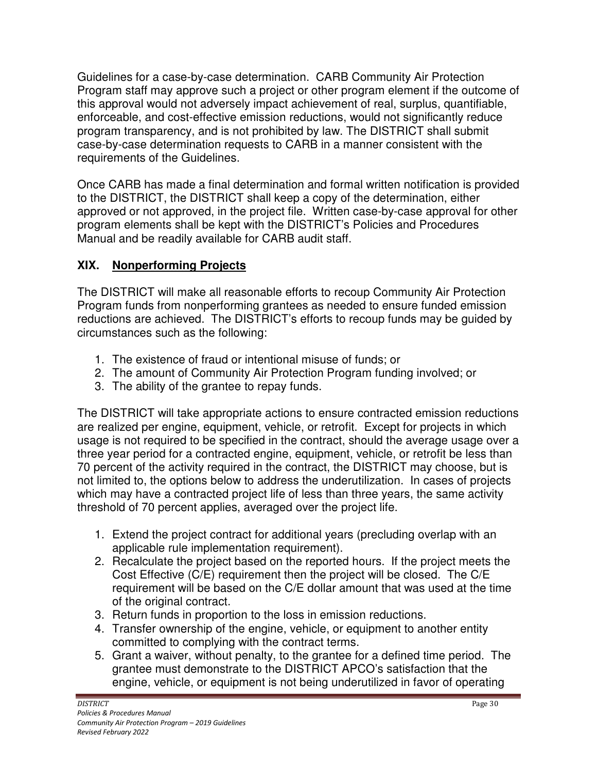Guidelines for a case-by-case determination. CARB Community Air Protection Program staff may approve such a project or other program element if the outcome of this approval would not adversely impact achievement of real, surplus, quantifiable, enforceable, and cost-effective emission reductions, would not significantly reduce program transparency, and is not prohibited by law. The DISTRICT shall submit case-by-case determination requests to CARB in a manner consistent with the requirements of the Guidelines.

Once CARB has made a final determination and formal written notification is provided to the DISTRICT, the DISTRICT shall keep a copy of the determination, either approved or not approved, in the project file. Written case-by-case approval for other program elements shall be kept with the DISTRICT's Policies and Procedures Manual and be readily available for CARB audit staff.

## XIX. <u>Nonperforming Projects</u>

The DISTRICT will make all reasonable efforts to recoup Community Air Protection Program funds from nonperforming grantees as needed to ensure funded emission reductions are achieved. The DISTRICT's efforts to recoup funds may be guided by circumstances such as the following:

1. The existence of fraud or intentional misuse of funds; or
2. The amount of Community Air Protection Program funding involved; or
3. The ability of the grantee to repay funds.

The DISTRICT will take appropriate actions to ensure contracted emission reductions are realized per engine, equipment, vehicle, or retrofit. Except for projects in which usage is not required to be specified in the contract, should the average usage over a three year period for a contracted engine, equipment, vehicle, or retrofit be less than 70 percent of the activity required in the contract, the DISTRICT may choose, but is not limited to, the options below to address the underutilization. In cases of projects which may have a contracted project life of less than three years, the same activity threshold of 70 percent applies, averaged over the project life.

1. Extend the project contract for additional years (precluding overlap with an applicable rule implementation requirement).
2. Recalculate the project based on the reported hours. If the project meets the Cost Effective (C/E) requirement then the project will be closed. The C/E requirement will be based on the C/E dollar amount that was used at the time of the original contract.
3. Return funds in proportion to the loss in emission reductions.
4. Transfer ownership of the engine, vehicle, or equipment to another entity committed to complying with the contract terms.
5. Grant a waiver, without penalty, to the grantee for a defined time period. The grantee must demonstrate to the DISTRICT APCO's satisfaction that the engine, vehicle, or equipment is not being underutilized in favor of operating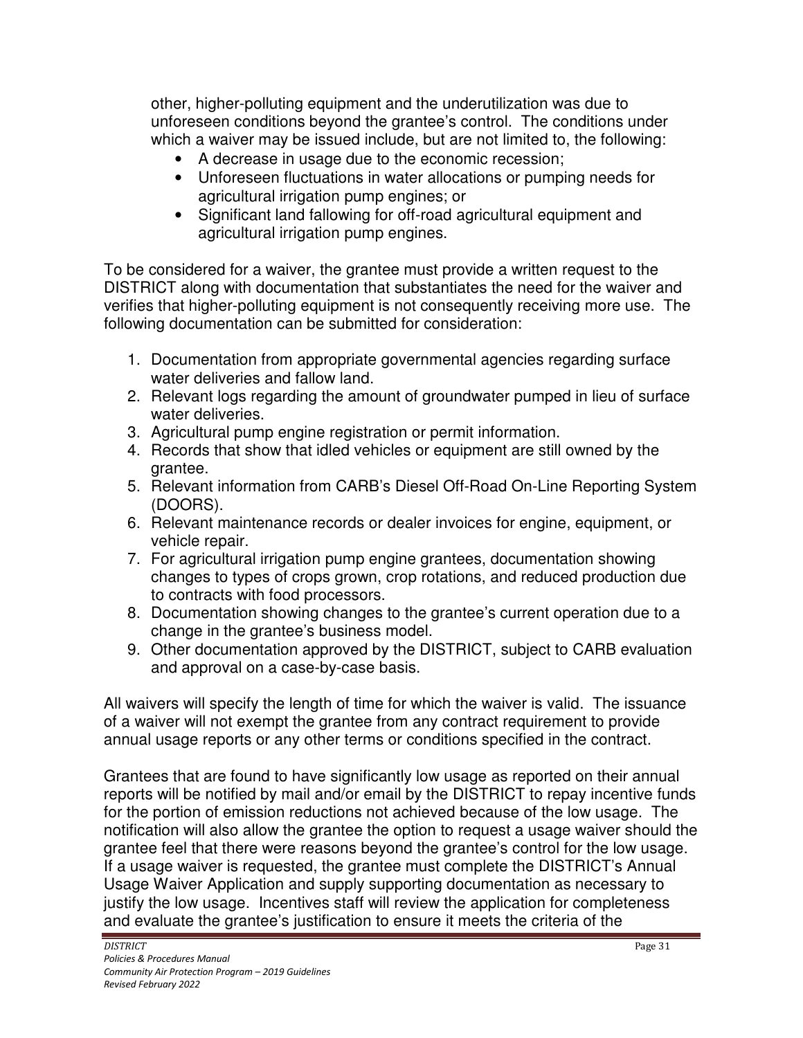other, higher-polluting equipment and the underutilization was due to unforeseen conditions beyond the grantee's control. The conditions under which a waiver may be issued include, but are not limited to, the following:

- A decrease in usage due to the economic recession;
- Unforeseen fluctuations in water allocations or pumping needs for agricultural irrigation pump engines; or
- Significant land fallowing for off-road agricultural equipment and agricultural irrigation pump engines.

To be considered for a waiver, the grantee must provide a written request to the DISTRICT along with documentation that substantiates the need for the waiver and verifies that higher-polluting equipment is not consequently receiving more use. The following documentation can be submitted for consideration:

1. Documentation from appropriate governmental agencies regarding surface water deliveries and fallow land.
2. Relevant logs regarding the amount of groundwater pumped in lieu of surface water deliveries.
3. Agricultural pump engine registration or permit information.
4. Records that show that idled vehicles or equipment are still owned by the grantee.
5. Relevant information from CARB's Diesel Off-Road On-Line Reporting System (DOORS).
6. Relevant maintenance records or dealer invoices for engine, equipment, or vehicle repair.
7. For agricultural irrigation pump engine grantees, documentation showing changes to types of crops grown, crop rotations, and reduced production due to contracts with food processors.
8. Documentation showing changes to the grantee's current operation due to a change in the grantee's business model.
9. Other documentation approved by the DISTRICT, subject to CARB evaluation and approval on a case-by-case basis.

All waivers will specify the length of time for which the waiver is valid. The issuance of a waiver will not exempt the grantee from any contract requirement to provide annual usage reports or any other terms or conditions specified in the contract.

Grantees that are found to have significantly low usage as reported on their annual reports will be notified by mail and/or email by the DISTRICT to repay incentive funds for the portion of emission reductions not achieved because of the low usage. The notification will also allow the grantee the option to request a usage waiver should the grantee feel that there were reasons beyond the grantee's control for the low usage. If a usage waiver is requested, the grantee must complete the DISTRICT's Annual Usage Waiver Application and supply supporting documentation as necessary to justify the low usage. Incentives staff will review the application for completeness and evaluate the grantee's justification to ensure it meets the criteria of the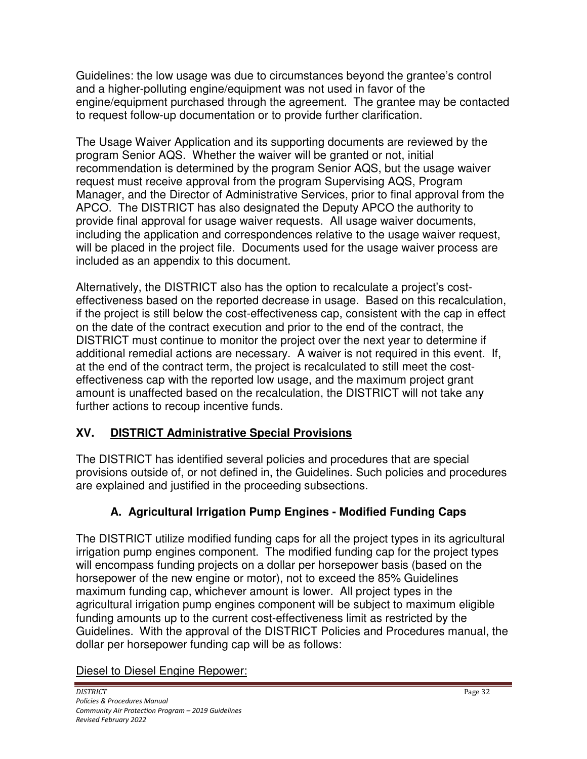Guidelines: the low usage was due to circumstances beyond the grantee's control and a higher-polluting engine/equipment was not used in favor of the engine/equipment purchased through the agreement. The grantee may be contacted to request follow-up documentation or to provide further clarification.

The Usage Waiver Application and its supporting documents are reviewed by the program Senior AQS. Whether the waiver will be granted or not, initial recommendation is determined by the program Senior AQS, but the usage waiver request must receive approval from the program Supervising AQS, Program Manager, and the Director of Administrative Services, prior to final approval from the APCO. The DISTRICT has also designated the Deputy APCO the authority to provide final approval for usage waiver requests. All usage waiver documents, including the application and correspondences relative to the usage waiver request, will be placed in the project file. Documents used for the usage waiver process are included as an appendix to this document.

Alternatively, the DISTRICT also has the option to recalculate a project's cost-effectiveness based on the reported decrease in usage. Based on this recalculation, if the project is still below the cost-effectiveness cap, consistent with the cap in effect on the date of the contract execution and prior to the end of the contract, the DISTRICT must continue to monitor the project over the next year to determine if additional remedial actions are necessary. A waiver is not required in this event. If, at the end of the contract term, the project is recalculated to still meet the cost-effectiveness cap with the reported low usage, and the maximum project grant amount is unaffected based on the recalculation, the DISTRICT will not take any further actions to recoup incentive funds.

## XV. DISTRICT Administrative Special Provisions

The DISTRICT has identified several policies and procedures that are special provisions outside of, or not defined in, the Guidelines. Such policies and procedures are explained and justified in the proceeding subsections.

### A. Agricultural Irrigation Pump Engines - Modified Funding Caps

The DISTRICT utilize modified funding caps for all the project types in its agricultural irrigation pump engines component. The modified funding cap for the project types will encompass funding projects on a dollar per horsepower basis (based on the horsepower of the new engine or motor), not to exceed the 85% Guidelines maximum funding cap, whichever amount is lower. All project types in the agricultural irrigation pump engines component will be subject to maximum eligible funding amounts up to the current cost-effectiveness limit as restricted by the Guidelines. With the approval of the DISTRICT Policies and Procedures manual, the dollar per horsepower funding cap will be as follows:

Diesel to Diesel Engine Repower: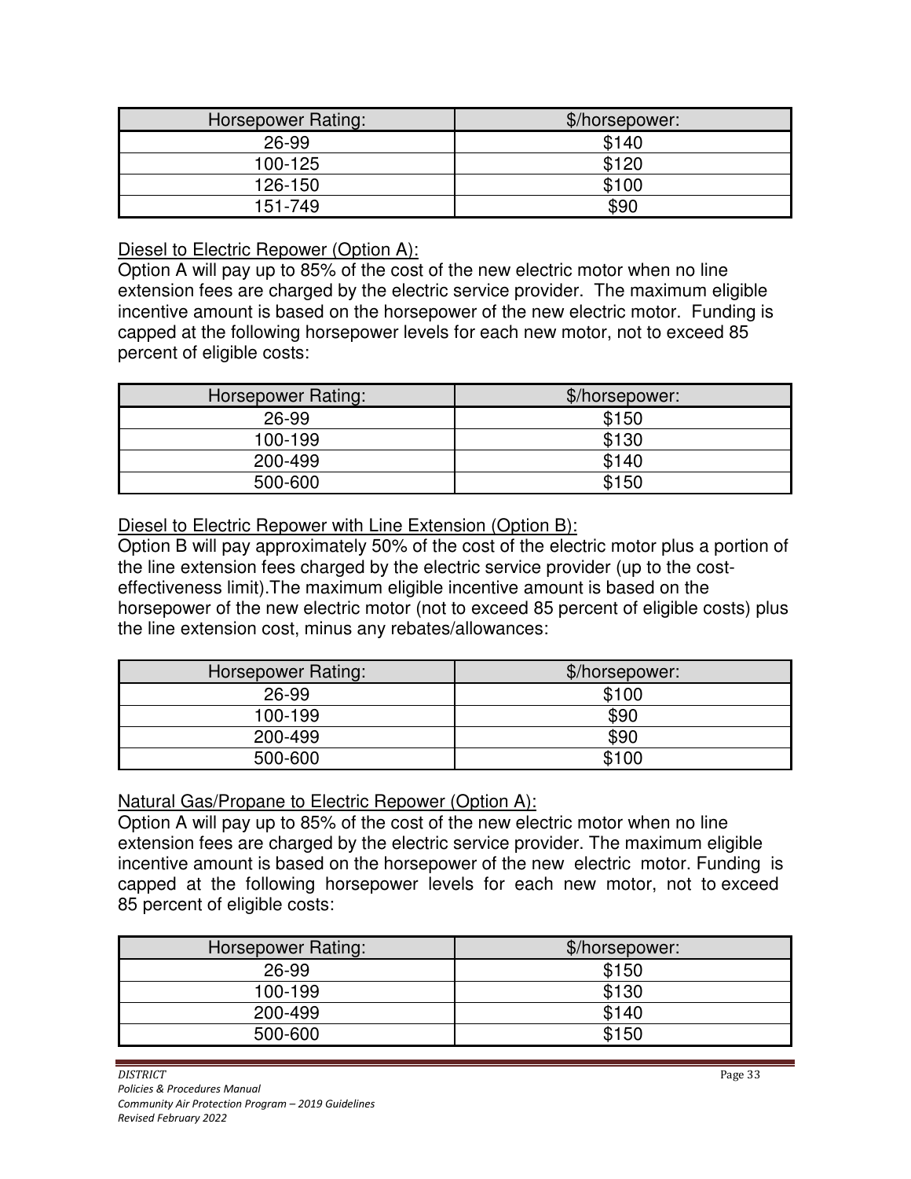| Horsepower Rating: | $/horsepower: |
| --- | --- |
| 26-99 | $140 |
| 100-125 | $120 |
| 126-150 | $100 |
| 151-749 | $90 |

<u>Diesel to Electric Repower (Option A):</u>

Option A will pay up to 85% of the cost of the new electric motor when no line extension fees are charged by the electric service provider. The maximum eligible incentive amount is based on the horsepower of the new electric motor. Funding is capped at the following horsepower levels for each new motor, not to exceed 85 percent of eligible costs:

| Horsepower Rating: | $/horsepower: |
| --- | --- |
| 26-99 | $150 |
| 100-199 | $130 |
| 200-499 | $140 |
| 500-600 | $150 |

<u>Diesel to Electric Repower with Line Extension (Option B):</u>

Option B will pay approximately 50% of the cost of the electric motor plus a portion of the line extension fees charged by the electric service provider (up to the cost-effectiveness limit).The maximum eligible incentive amount is based on the horsepower of the new electric motor (not to exceed 85 percent of eligible costs) plus the line extension cost, minus any rebates/allowances:

| Horsepower Rating: | $/horsepower: |
| --- | --- |
| 26-99 | $100 |
| 100-199 | $90 |
| 200-499 | $90 |
| 500-600 | $100 |

<u>Natural Gas/Propane to Electric Repower (Option A):</u>

Option A will pay up to 85% of the cost of the new electric motor when no line extension fees are charged by the electric service provider. The maximum eligible incentive amount is based on the horsepower of the new electric motor. Funding is capped at the following horsepower levels for each new motor, not to exceed 85 percent of eligible costs:

| Horsepower Rating: | $/horsepower: |
| --- | --- |
| 26-99 | $150 |
| 100-199 | $130 |
| 200-499 | $140 |
| 500-600 | $150 |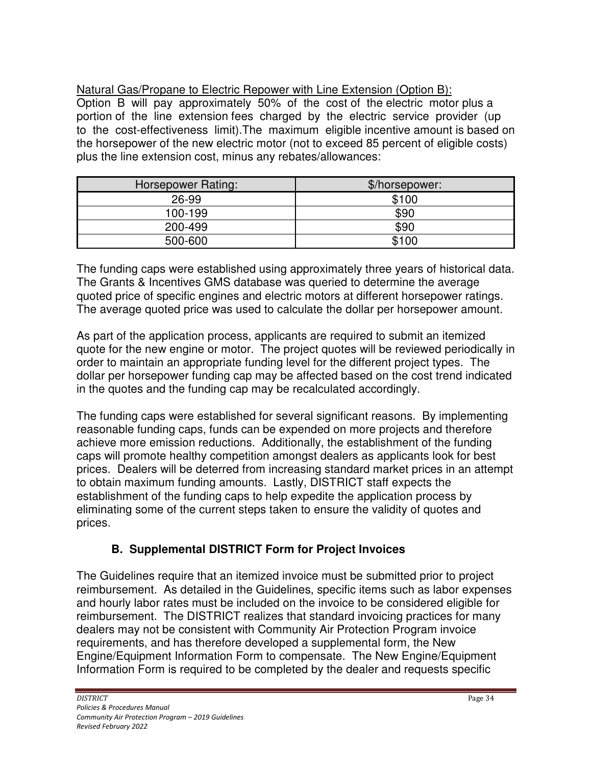Natural Gas/Propane to Electric Repower with Line Extension (Option B):
Option B will pay approximately 50% of the cost of the electric motor plus a portion of the line extension fees charged by the electric service provider (up to the cost-effectiveness limit).The maximum eligible incentive amount is based on the horsepower of the new electric motor (not to exceed 85 percent of eligible costs) plus the line extension cost, minus any rebates/allowances:

| Horsepower Rating: | $/horsepower: |
|---|---|
| 26-99 | $100 |
| 100-199 | $90 |
| 200-499 | $90 |
| 500-600 | $100 |

The funding caps were established using approximately three years of historical data. The Grants & Incentives GMS database was queried to determine the average quoted price of specific engines and electric motors at different horsepower ratings. The average quoted price was used to calculate the dollar per horsepower amount.

As part of the application process, applicants are required to submit an itemized quote for the new engine or motor. The project quotes will be reviewed periodically in order to maintain an appropriate funding level for the different project types. The dollar per horsepower funding cap may be affected based on the cost trend indicated in the quotes and the funding cap may be recalculated accordingly.

The funding caps were established for several significant reasons. By implementing reasonable funding caps, funds can be expended on more projects and therefore achieve more emission reductions. Additionally, the establishment of the funding caps will promote healthy competition amongst dealers as applicants look for best prices. Dealers will be deterred from increasing standard market prices in an attempt to obtain maximum funding amounts. Lastly, DISTRICT staff expects the establishment of the funding caps to help expedite the application process by eliminating some of the current steps taken to ensure the validity of quotes and prices.

### B. Supplemental DISTRICT Form for Project Invoices

The Guidelines require that an itemized invoice must be submitted prior to project reimbursement. As detailed in the Guidelines, specific items such as labor expenses and hourly labor rates must be included on the invoice to be considered eligible for reimbursement. The DISTRICT realizes that standard invoicing practices for many dealers may not be consistent with Community Air Protection Program invoice requirements, and has therefore developed a supplemental form, the New Engine/Equipment Information Form to compensate. The New Engine/Equipment Information Form is required to be completed by the dealer and requests specific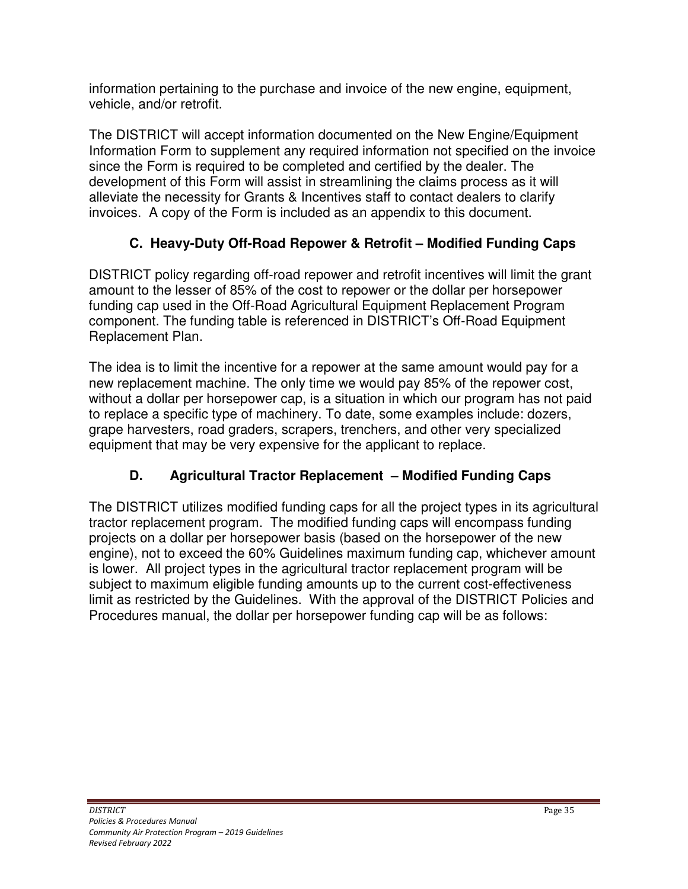information pertaining to the purchase and invoice of the new engine, equipment, vehicle, and/or retrofit.

The DISTRICT will accept information documented on the New Engine/Equipment Information Form to supplement any required information not specified on the invoice since the Form is required to be completed and certified by the dealer. The development of this Form will assist in streamlining the claims process as it will alleviate the necessity for Grants & Incentives staff to contact dealers to clarify invoices. A copy of the Form is included as an appendix to this document.

### C. Heavy-Duty Off-Road Repower & Retrofit – Modified Funding Caps

DISTRICT policy regarding off-road repower and retrofit incentives will limit the grant amount to the lesser of 85% of the cost to repower or the dollar per horsepower funding cap used in the Off-Road Agricultural Equipment Replacement Program component. The funding table is referenced in DISTRICT's Off-Road Equipment Replacement Plan.

The idea is to limit the incentive for a repower at the same amount would pay for a new replacement machine. The only time we would pay 85% of the repower cost, without a dollar per horsepower cap, is a situation in which our program has not paid to replace a specific type of machinery. To date, some examples include: dozers, grape harvesters, road graders, scrapers, trenchers, and other very specialized equipment that may be very expensive for the applicant to replace.

### D. Agricultural Tractor Replacement – Modified Funding Caps

The DISTRICT utilizes modified funding caps for all the project types in its agricultural tractor replacement program. The modified funding caps will encompass funding projects on a dollar per horsepower basis (based on the horsepower of the new engine), not to exceed the 60% Guidelines maximum funding cap, whichever amount is lower. All project types in the agricultural tractor replacement program will be subject to maximum eligible funding amounts up to the current cost-effectiveness limit as restricted by the Guidelines. With the approval of the DISTRICT Policies and Procedures manual, the dollar per horsepower funding cap will be as follows: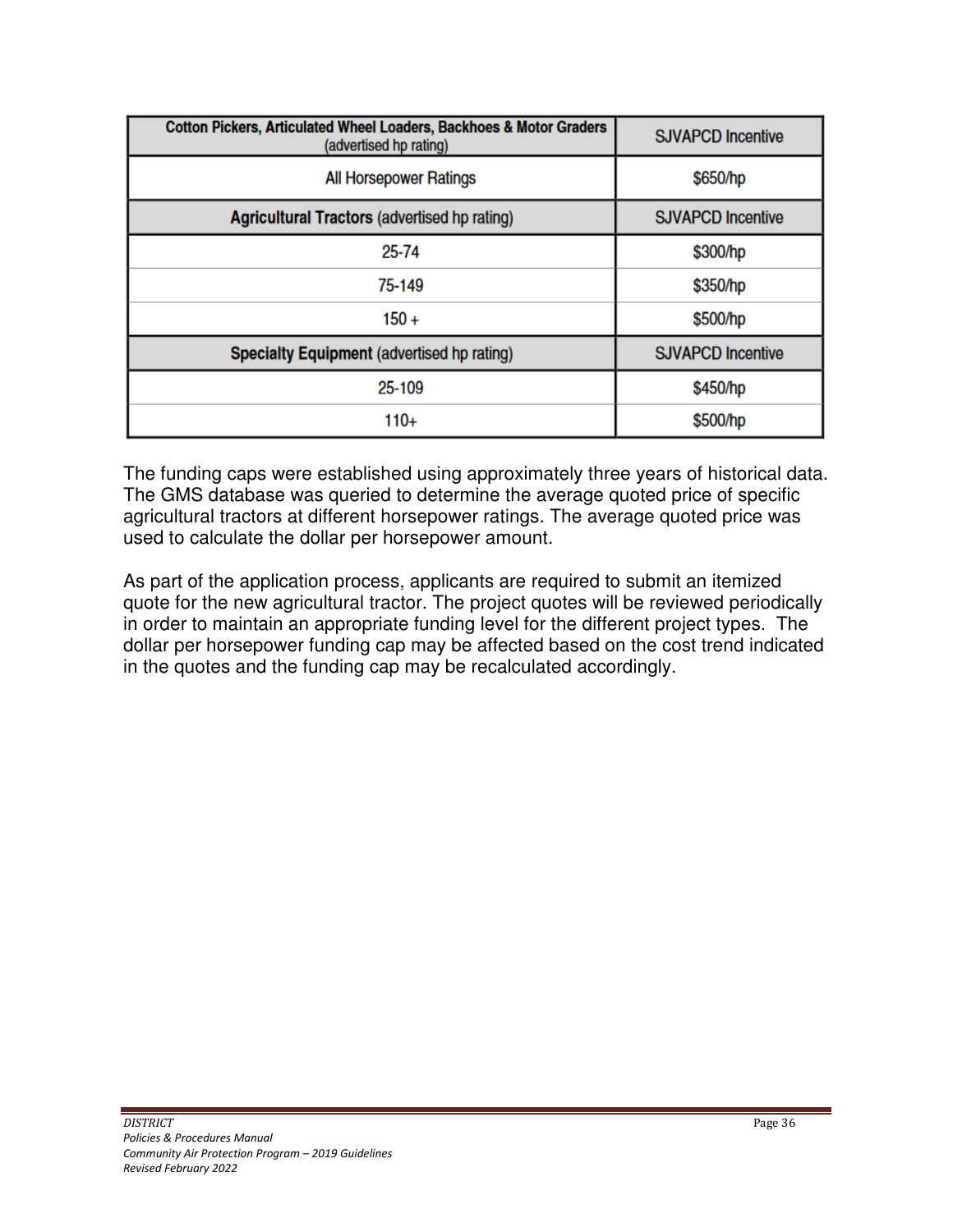| Cotton Pickers, Articulated Wheel Loaders, Backhoes & Motor Graders (advertised hp rating) | SJVAPCD Incentive |
|---|---|
| All Horsepower Ratings | $650/hp |
| **Agricultural Tractors** (advertised hp rating) | SJVAPCD Incentive |
| 25-74 | $300/hp |
| 75-149 | $350/hp |
| 150 + | $500/hp |
| **Specialty Equipment** (advertised hp rating) | SJVAPCD Incentive |
| 25-109 | $450/hp |
| 110+ | $500/hp |

The funding caps were established using approximately three years of historical data. The GMS database was queried to determine the average quoted price of specific agricultural tractors at different horsepower ratings. The average quoted price was used to calculate the dollar per horsepower amount.

As part of the application process, applicants are required to submit an itemized quote for the new agricultural tractor. The project quotes will be reviewed periodically in order to maintain an appropriate funding level for the different project types. The dollar per horsepower funding cap may be affected based on the cost trend indicated in the quotes and the funding cap may be recalculated accordingly.